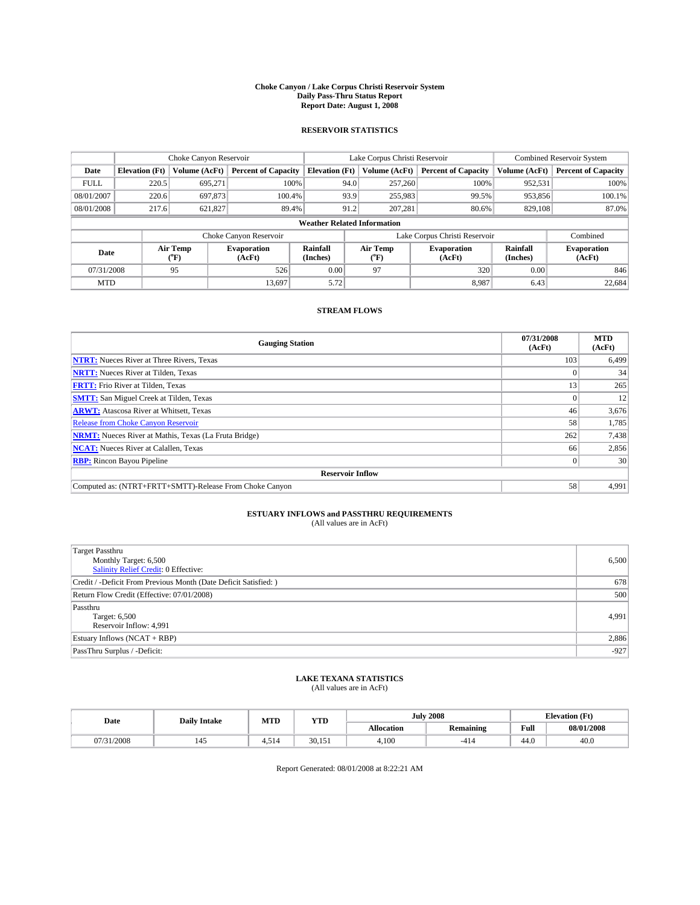# Choke Canyon / Lake Corpus Christi Reservoir System
## Daily Pass-Thru Status Report
## Report Date: August 1, 2008

### RESERVOIR STATISTICS

| | Choke Canyon Reservoir | | | Lake Corpus Christi Reservoir | | | Combined Reservoir System | |
|---|---|---|---|---|---|---|---|---|
| Date | Elevation (Ft) | Volume (AcFt) | Percent of Capacity | Elevation (Ft) | Volume (AcFt) | Percent of Capacity | Volume (AcFt) | Percent of Capacity |
| FULL | 220.5 | 695,271 | 100% | 94.0 | 257,260 | 100% | 952,531 | 100% |
| 08/01/2007 | 220.6 | 697,873 | 100.4% | 93.9 | 255,983 | 99.5% | 953,856 | 100.1% |
| 08/01/2008 | 217.6 | 621,827 | 89.4% | 91.2 | 207,281 | 80.6% | 829,108 | 87.0% |

**Weather Related Information**

| | Choke Canyon Reservoir | | | Lake Corpus Christi Reservoir | | | Combined |
|---|---|---|---|---|---|---|---|
| Date | Air Temp (°F) | Evaporation (AcFt) | Rainfall (Inches) | Air Temp (°F) | Evaporation (AcFt) | Rainfall (Inches) | Evaporation (AcFt) |
| 07/31/2008 | 95 | 526 | 0.00 | 97 | 320 | 0.00 | 846 |
| MTD | | 13,697 | 5.72 | | 8,987 | 6.43 | 22,684 |

### STREAM FLOWS

| Gauging Station | 07/31/2008 (AcFt) | MTD (AcFt) |
|---|---|---|
| NTRT: Nueces River at Three Rivers, Texas | 103 | 6,499 |
| NRTT: Nueces River at Tilden, Texas | 0 | 34 |
| FRTT: Frio River at Tilden, Texas | 13 | 265 |
| SMTT: San Miguel Creek at Tilden, Texas | 0 | 12 |
| ARWT: Atascosa River at Whitsett, Texas | 46 | 3,676 |
| Release from Choke Canyon Reservoir | 58 | 1,785 |
| NRMT: Nueces River at Mathis, Texas (La Fruta Bridge) | 262 | 7,438 |
| NCAT: Nueces River at Calallen, Texas | 66 | 2,856 |
| RBP: Rincon Bayou Pipeline | 0 | 30 |
| **Reservoir Inflow** | | |
| Computed as: (NTRT+FRTT+SMTT)-Release From Choke Canyon | 58 | 4,991 |

### ESTUARY INFLOWS and PASSTHRU REQUIREMENTS
(All values are in AcFt)

| | |
|---|---|
| Target Passthru<br>Monthly Target: 6,500<br>Salinity Relief Credit: 0 Effective: | 6,500 |
| Credit / -Deficit From Previous Month (Date Deficit Satisfied: ) | 678 |
| Return Flow Credit (Effective: 07/01/2008) | 500 |
| Passthru<br>Target: 6,500<br>Reservoir Inflow: 4,991 | 4,991 |
| Estuary Inflows (NCAT + RBP) | 2,886 |
| PassThru Surplus / -Deficit: | -927 |

### LAKE TEXANA STATISTICS
(All values are in AcFt)

| Date | Daily Intake | MTD | YTD | July 2008 | | Elevation (Ft) | |
|---|---|---|---|---|---|---|---|
| | | | | Allocation | Remaining | Full | 08/01/2008 |
| 07/31/2008 | 145 | 4,514 | 30,151 | 4,100 | -414 | 44.0 | 40.0 |

Report Generated: 08/01/2008 at 8:22:21 AM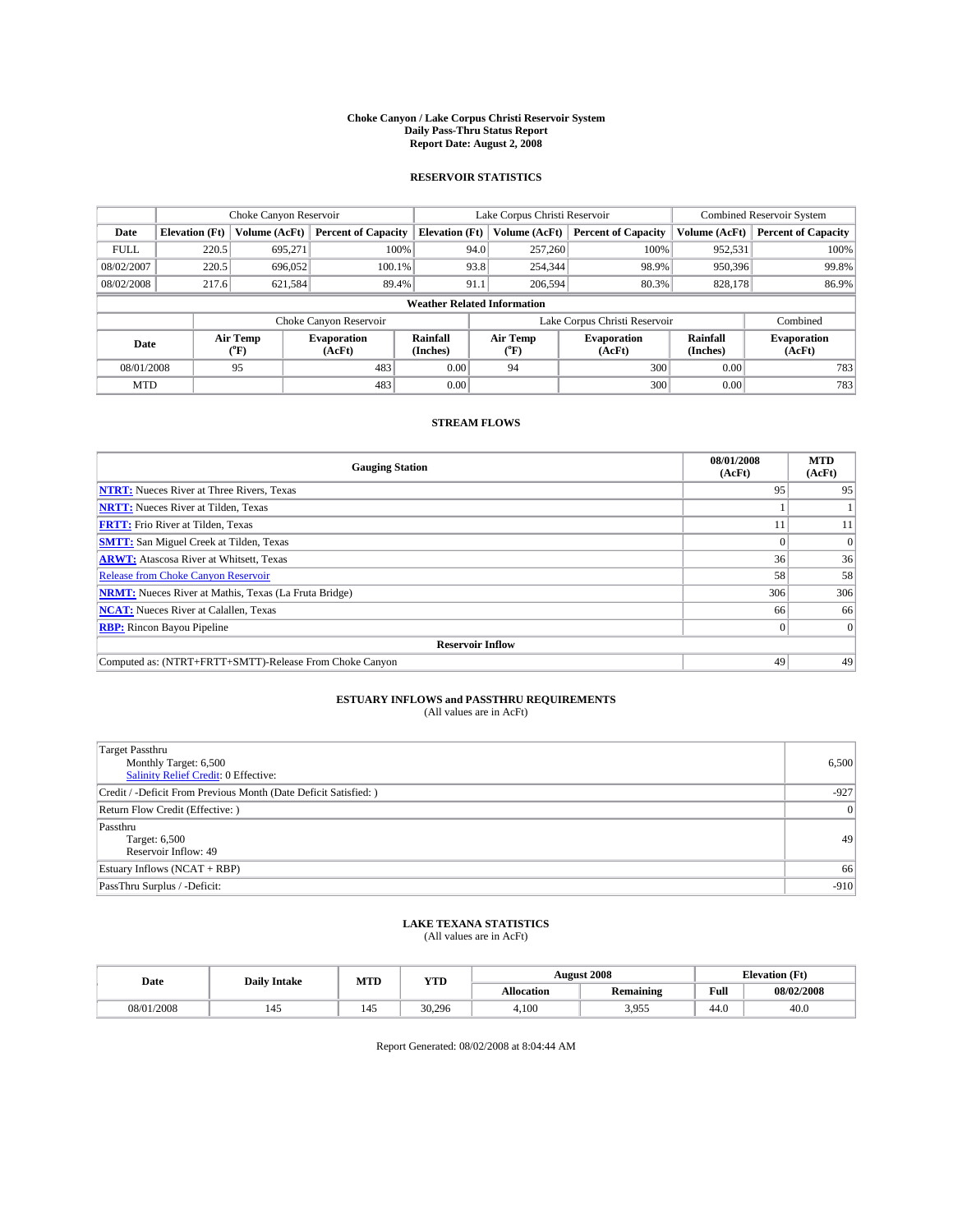# Choke Canyon / Lake Corpus Christi Reservoir System
## Daily Pass-Thru Status Report
### Report Date: August 2, 2008

## RESERVOIR STATISTICS

| | Choke Canyon Reservoir | | | Lake Corpus Christi Reservoir | | | Combined Reservoir System | |
|---|---|---|---|---|---|---|---|---|
| Date | Elevation (Ft) | Volume (AcFt) | Percent of Capacity | Elevation (Ft) | Volume (AcFt) | Percent of Capacity | Volume (AcFt) | Percent of Capacity |
| FULL | 220.5 | 695,271 | 100% | 94.0 | 257,260 | 100% | 952,531 | 100% |
| 08/02/2007 | 220.5 | 696,052 | 100.1% | 93.8 | 254,344 | 98.9% | 950,396 | 99.8% |
| 08/02/2008 | 217.6 | 621,584 | 89.4% | 91.1 | 206,594 | 80.3% | 828,178 | 86.9% |

**Weather Related Information**

| | Choke Canyon Reservoir | | | Lake Corpus Christi Reservoir | | | Combined |
|---|---|---|---|---|---|---|---|
| Date | Air Temp (°F) | Evaporation (AcFt) | Rainfall (Inches) | Air Temp (°F) | Evaporation (AcFt) | Rainfall (Inches) | Evaporation (AcFt) |
| 08/01/2008 | 95 | 483 | 0.00 | 94 | 300 | 0.00 | 783 |
| MTD | | 483 | 0.00 | | 300 | 0.00 | 783 |

## STREAM FLOWS

| Gauging Station | 08/01/2008 (AcFt) | MTD (AcFt) |
|---|---|---|
| **NTRT:** Nueces River at Three Rivers, Texas | 95 | 95 |
| **NRTT:** Nueces River at Tilden, Texas | 1 | 1 |
| **FRTT:** Frio River at Tilden, Texas | 11 | 11 |
| **SMTT:** San Miguel Creek at Tilden, Texas | 0 | 0 |
| **ARWT:** Atascosa River at Whitsett, Texas | 36 | 36 |
| Release from Choke Canyon Reservoir | 58 | 58 |
| **NRMT:** Nueces River at Mathis, Texas (La Fruta Bridge) | 306 | 306 |
| **NCAT:** Nueces River at Calallen, Texas | 66 | 66 |
| **RBP:** Rincon Bayou Pipeline | 0 | 0 |
| **Reservoir Inflow** | | |
| Computed as: (NTRT+FRTT+SMTT)-Release From Choke Canyon | 49 | 49 |

## ESTUARY INFLOWS and PASSTHRU REQUIREMENTS
(All values are in AcFt)

| | |
|---|---|
| Target Passthru<br>Monthly Target: 6,500<br>Salinity Relief Credit: 0 Effective: | 6,500 |
| Credit / -Deficit From Previous Month (Date Deficit Satisfied: ) | -927 |
| Return Flow Credit (Effective: ) | 0 |
| Passthru<br>Target: 6,500<br>Reservoir Inflow: 49 | 49 |
| Estuary Inflows (NCAT + RBP) | 66 |
| PassThru Surplus / -Deficit: | -910 |

## LAKE TEXANA STATISTICS
(All values are in AcFt)

| Date | Daily Intake | MTD | YTD | August 2008 | | Elevation (Ft) | |
|---|---|---|---|---|---|---|---|
| | | | | Allocation | Remaining | Full | 08/02/2008 |
| 08/01/2008 | 145 | 145 | 30,296 | 4,100 | 3,955 | 44.0 | 40.0 |

Report Generated: 08/02/2008 at 8:04:44 AM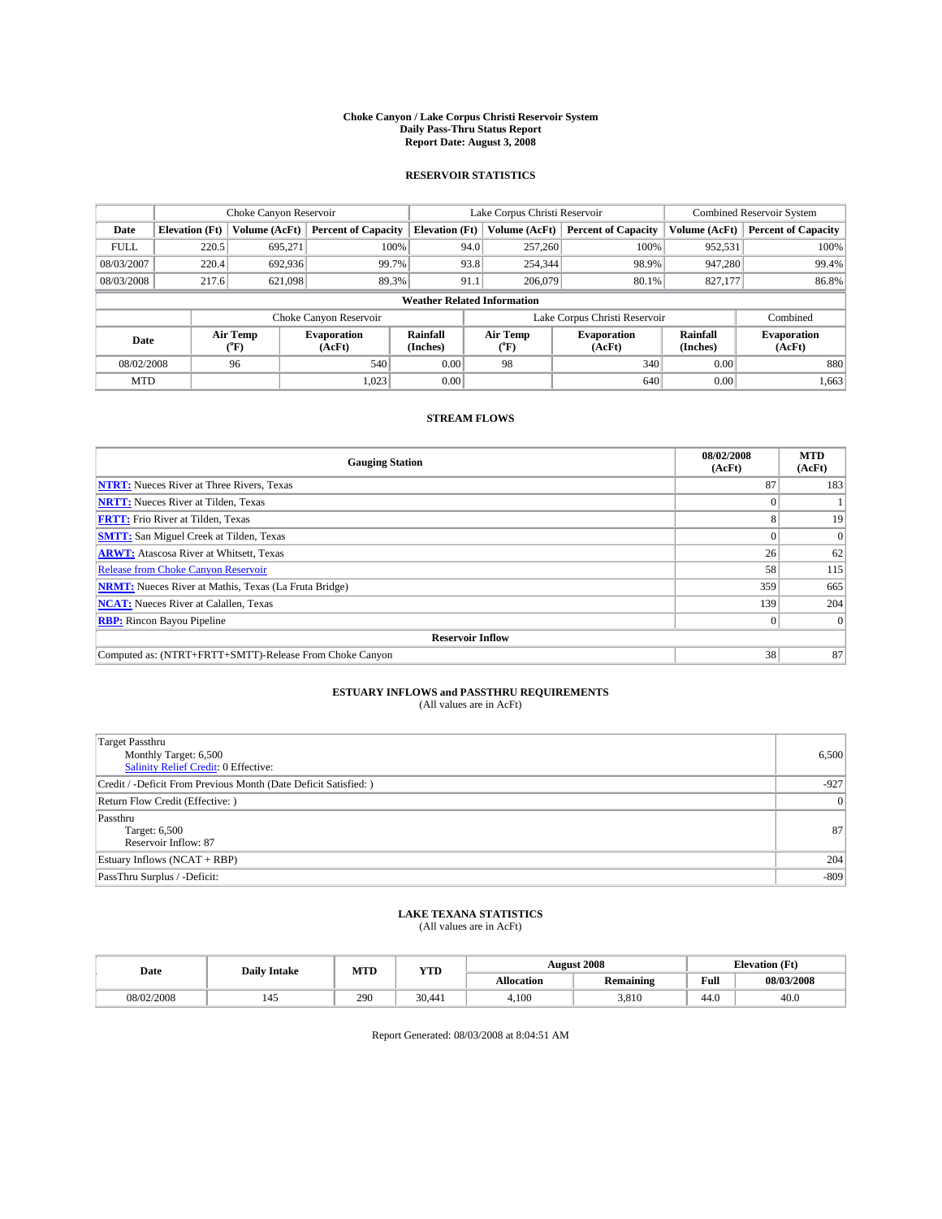# Choke Canyon / Lake Corpus Christi Reservoir System
## Daily Pass-Thru Status Report
### Report Date: August 3, 2008

## RESERVOIR STATISTICS

| | Choke Canyon Reservoir | | | Lake Corpus Christi Reservoir | | | Combined Reservoir System | |
|---|---|---|---|---|---|---|---|---|
| Date | Elevation (Ft) | Volume (AcFt) | Percent of Capacity | Elevation (Ft) | Volume (AcFt) | Percent of Capacity | Volume (AcFt) | Percent of Capacity |
| FULL | 220.5 | 695,271 | 100% | 94.0 | 257,260 | 100% | 952,531 | 100% |
| 08/03/2007 | 220.4 | 692,936 | 99.7% | 93.8 | 254,344 | 98.9% | 947,280 | 99.4% |
| 08/03/2008 | 217.6 | 621,098 | 89.3% | 91.1 | 206,079 | 80.1% | 827,177 | 86.8% |

**Weather Related Information**

| | Choke Canyon Reservoir | | | Lake Corpus Christi Reservoir | | | Combined |
|---|---|---|---|---|---|---|---|
| Date | Air Temp (°F) | Evaporation (AcFt) | Rainfall (Inches) | Air Temp (°F) | Evaporation (AcFt) | Rainfall (Inches) | Evaporation (AcFt) |
| 08/02/2008 | 96 | 540 | 0.00 | 98 | 340 | 0.00 | 880 |
| MTD | | 1,023 | 0.00 | | 640 | 0.00 | 1,663 |

## STREAM FLOWS

| Gauging Station | 08/02/2008 (AcFt) | MTD (AcFt) |
|---|---|---|
| **NTRT:** Nueces River at Three Rivers, Texas | 87 | 183 |
| **NRTT:** Nueces River at Tilden, Texas | 0 | 1 |
| **FRTT:** Frio River at Tilden, Texas | 8 | 19 |
| **SMTT:** San Miguel Creek at Tilden, Texas | 0 | 0 |
| **ARWT:** Atascosa River at Whitsett, Texas | 26 | 62 |
| Release from Choke Canyon Reservoir | 58 | 115 |
| **NRMT:** Nueces River at Mathis, Texas (La Fruta Bridge) | 359 | 665 |
| **NCAT:** Nueces River at Calallen, Texas | 139 | 204 |
| **RBP:** Rincon Bayou Pipeline | 0 | 0 |
| **Reservoir Inflow** | | |
| Computed as: (NTRT+FRTT+SMTT)-Release From Choke Canyon | 38 | 87 |

## ESTUARY INFLOWS and PASSTHRU REQUIREMENTS
(All values are in AcFt)

| | |
|---|---|
| Target Passthru<br>Monthly Target: 6,500<br>Salinity Relief Credit: 0 Effective: | 6,500 |
| Credit / -Deficit From Previous Month (Date Deficit Satisfied: ) | -927 |
| Return Flow Credit (Effective: ) | 0 |
| Passthru<br>Target: 6,500<br>Reservoir Inflow: 87 | 87 |
| Estuary Inflows (NCAT + RBP) | 204 |
| PassThru Surplus / -Deficit: | -809 |

## LAKE TEXANA STATISTICS
(All values are in AcFt)

| Date | Daily Intake | MTD | YTD | August 2008 | | Elevation (Ft) | |
|---|---|---|---|---|---|---|---|
| | | | | Allocation | Remaining | Full | 08/03/2008 |
| 08/02/2008 | 145 | 290 | 30,441 | 4,100 | 3,810 | 44.0 | 40.0 |

Report Generated: 08/03/2008 at 8:04:51 AM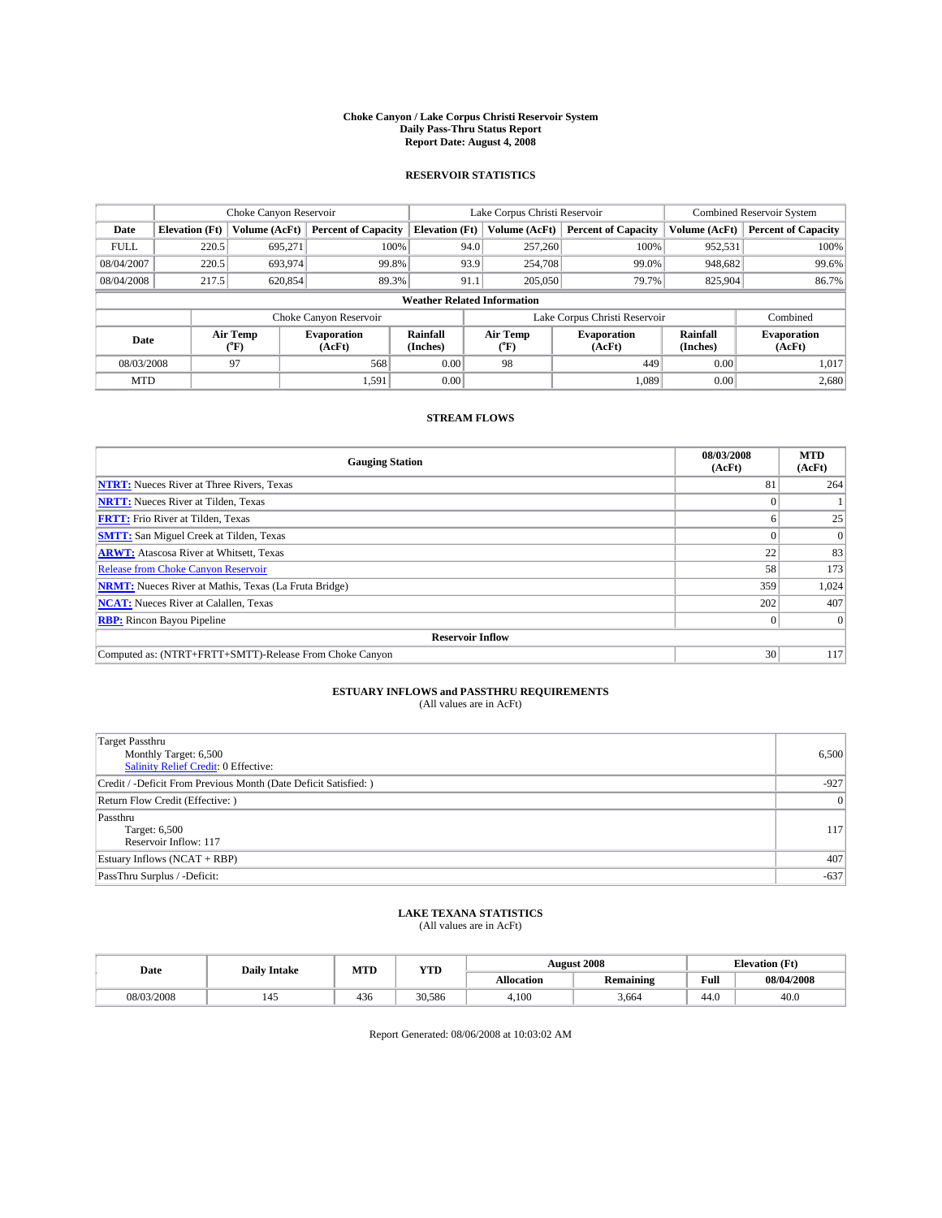**Choke Canyon / Lake Corpus Christi Reservoir System**
**Daily Pass-Thru Status Report**
**Report Date: August 4, 2008**

## RESERVOIR STATISTICS

| | Choke Canyon Reservoir | | | Lake Corpus Christi Reservoir | | | Combined Reservoir System | |
|---|---|---|---|---|---|---|---|---|
| Date | Elevation (Ft) | Volume (AcFt) | Percent of Capacity | Elevation (Ft) | Volume (AcFt) | Percent of Capacity | Volume (AcFt) | Percent of Capacity |
| FULL | 220.5 | 695,271 | 100% | 94.0 | 257,260 | 100% | 952,531 | 100% |
| 08/04/2007 | 220.5 | 693,974 | 99.8% | 93.9 | 254,708 | 99.0% | 948,682 | 99.6% |
| 08/04/2008 | 217.5 | 620,854 | 89.3% | 91.1 | 205,050 | 79.7% | 825,904 | 86.7% |

**Weather Related Information**

| | Choke Canyon Reservoir | | | Lake Corpus Christi Reservoir | | | Combined |
|---|---|---|---|---|---|---|---|
| Date | Air Temp (°F) | Evaporation (AcFt) | Rainfall (Inches) | Air Temp (°F) | Evaporation (AcFt) | Rainfall (Inches) | Evaporation (AcFt) |
| 08/03/2008 | 97 | 568 | 0.00 | 98 | 449 | 0.00 | 1,017 |
| MTD | | 1,591 | 0.00 | | 1,089 | 0.00 | 2,680 |

## STREAM FLOWS

| Gauging Station | 08/03/2008 (AcFt) | MTD (AcFt) |
|---|---|---|
| **NTRT:** Nueces River at Three Rivers, Texas | 81 | 264 |
| **NRTT:** Nueces River at Tilden, Texas | 0 | 1 |
| **FRTT:** Frio River at Tilden, Texas | 6 | 25 |
| **SMTT:** San Miguel Creek at Tilden, Texas | 0 | 0 |
| **ARWT:** Atascosa River at Whitsett, Texas | 22 | 83 |
| Release from Choke Canyon Reservoir | 58 | 173 |
| **NRMT:** Nueces River at Mathis, Texas (La Fruta Bridge) | 359 | 1,024 |
| **NCAT:** Nueces River at Calallen, Texas | 202 | 407 |
| **RBP:** Rincon Bayou Pipeline | 0 | 0 |
| **Reservoir Inflow** | | |
| Computed as: (NTRT+FRTT+SMTT)-Release From Choke Canyon | 30 | 117 |

## ESTUARY INFLOWS and PASSTHRU REQUIREMENTS

(All values are in AcFt)

| | |
|---|---|
| Target Passthru<br>Monthly Target: 6,500<br>Salinity Relief Credit: 0 Effective: | 6,500 |
| Credit / -Deficit From Previous Month (Date Deficit Satisfied: ) | -927 |
| Return Flow Credit (Effective: ) | 0 |
| Passthru<br>Target: 6,500<br>Reservoir Inflow: 117 | 117 |
| Estuary Inflows (NCAT + RBP) | 407 |
| PassThru Surplus / -Deficit: | -637 |

## LAKE TEXANA STATISTICS

(All values are in AcFt)

| Date | Daily Intake | MTD | YTD | August 2008 | | Elevation (Ft) | |
|---|---|---|---|---|---|---|---|
| | | | | Allocation | Remaining | Full | 08/04/2008 |
| 08/03/2008 | 145 | 436 | 30,586 | 4,100 | 3,664 | 44.0 | 40.0 |

Report Generated: 08/06/2008 at 10:03:02 AM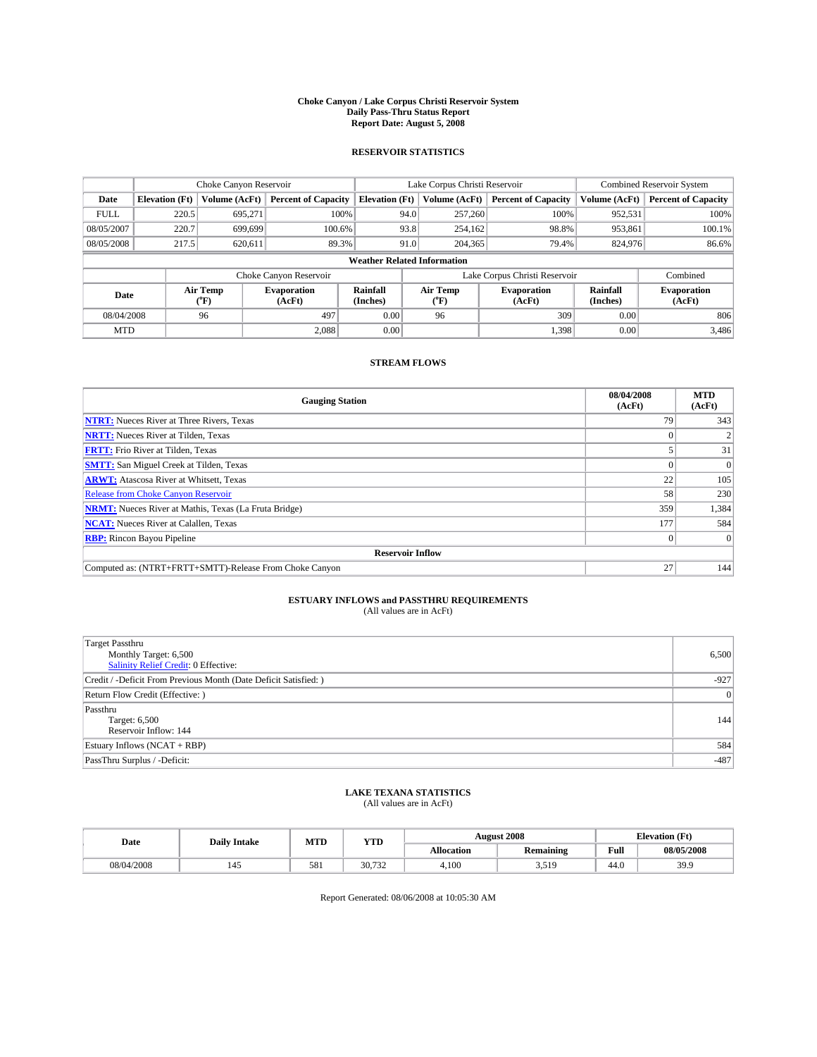# Choke Canyon / Lake Corpus Christi Reservoir System
## Daily Pass-Thru Status Report
## Report Date: August 5, 2008

### RESERVOIR STATISTICS

| | Choke Canyon Reservoir | | | Lake Corpus Christi Reservoir | | | Combined Reservoir System | |
|---|---|---|---|---|---|---|---|---|
| Date | Elevation (Ft) | Volume (AcFt) | Percent of Capacity | Elevation (Ft) | Volume (AcFt) | Percent of Capacity | Volume (AcFt) | Percent of Capacity |
| FULL | 220.5 | 695,271 | 100% | 94.0 | 257,260 | 100% | 952,531 | 100% |
| 08/05/2007 | 220.7 | 699,699 | 100.6% | 93.8 | 254,162 | 98.8% | 953,861 | 100.1% |
| 08/05/2008 | 217.5 | 620,611 | 89.3% | 91.0 | 204,365 | 79.4% | 824,976 | 86.6% |

**Weather Related Information**

| | Choke Canyon Reservoir | | | Lake Corpus Christi Reservoir | | | Combined |
|---|---|---|---|---|---|---|---|
| Date | Air Temp (°F) | Evaporation (AcFt) | Rainfall (Inches) | Air Temp (°F) | Evaporation (AcFt) | Rainfall (Inches) | Evaporation (AcFt) |
| 08/04/2008 | 96 | 497 | 0.00 | 96 | 309 | 0.00 | 806 |
| MTD | | 2,088 | 0.00 | | 1,398 | 0.00 | 3,486 |

### STREAM FLOWS

| Gauging Station | 08/04/2008 (AcFt) | MTD (AcFt) |
|---|---|---|
| **NTRT:** Nueces River at Three Rivers, Texas | 79 | 343 |
| **NRTT:** Nueces River at Tilden, Texas | 0 | 2 |
| **FRTT:** Frio River at Tilden, Texas | 5 | 31 |
| **SMTT:** San Miguel Creek at Tilden, Texas | 0 | 0 |
| **ARWT:** Atascosa River at Whitsett, Texas | 22 | 105 |
| Release from Choke Canyon Reservoir | 58 | 230 |
| **NRMT:** Nueces River at Mathis, Texas (La Fruta Bridge) | 359 | 1,384 |
| **NCAT:** Nueces River at Calallen, Texas | 177 | 584 |
| **RBP:** Rincon Bayou Pipeline | 0 | 0 |
| **Reservoir Inflow** | | |
| Computed as: (NTRT+FRTT+SMTT)-Release From Choke Canyon | 27 | 144 |

### ESTUARY INFLOWS and PASSTHRU REQUIREMENTS
(All values are in AcFt)

| | |
|---|---|
| Target Passthru<br>Monthly Target: 6,500<br>Salinity Relief Credit: 0 Effective: | 6,500 |
| Credit / -Deficit From Previous Month (Date Deficit Satisfied: ) | -927 |
| Return Flow Credit (Effective: ) | 0 |
| Passthru<br>Target: 6,500<br>Reservoir Inflow: 144 | 144 |
| Estuary Inflows (NCAT + RBP) | 584 |
| PassThru Surplus / -Deficit: | -487 |

### LAKE TEXANA STATISTICS
(All values are in AcFt)

| Date | Daily Intake | MTD | YTD | August 2008 | | Elevation (Ft) | |
|---|---|---|---|---|---|---|---|
| | | | | Allocation | Remaining | Full | 08/05/2008 |
| 08/04/2008 | 145 | 581 | 30,732 | 4,100 | 3,519 | 44.0 | 39.9 |

Report Generated: 08/06/2008 at 10:05:30 AM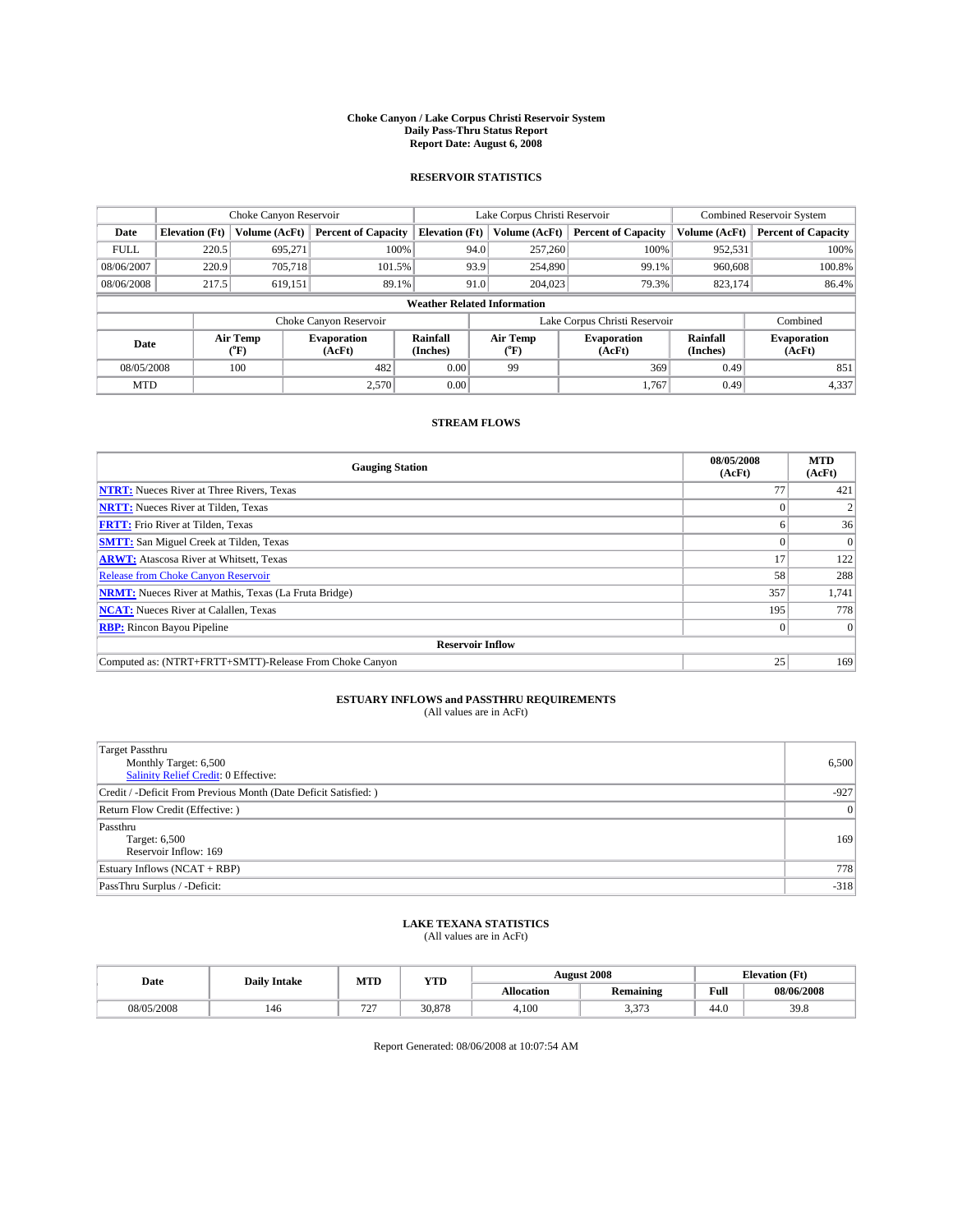# Choke Canyon / Lake Corpus Christi Reservoir System
## Daily Pass-Thru Status Report
## Report Date: August 6, 2008

### RESERVOIR STATISTICS

| | Choke Canyon Reservoir | | | Lake Corpus Christi Reservoir | | | Combined Reservoir System | |
|---|---|---|---|---|---|---|---|---|
| Date | Elevation (Ft) | Volume (AcFt) | Percent of Capacity | Elevation (Ft) | Volume (AcFt) | Percent of Capacity | Volume (AcFt) | Percent of Capacity |
| FULL | 220.5 | 695,271 | 100% | 94.0 | 257,260 | 100% | 952,531 | 100% |
| 08/06/2007 | 220.9 | 705,718 | 101.5% | 93.9 | 254,890 | 99.1% | 960,608 | 100.8% |
| 08/06/2008 | 217.5 | 619,151 | 89.1% | 91.0 | 204,023 | 79.3% | 823,174 | 86.4% |

**Weather Related Information**

| | Choke Canyon Reservoir | | | Lake Corpus Christi Reservoir | | | Combined |
|---|---|---|---|---|---|---|---|
| Date | Air Temp (°F) | Evaporation (AcFt) | Rainfall (Inches) | Air Temp (°F) | Evaporation (AcFt) | Rainfall (Inches) | Evaporation (AcFt) |
| 08/05/2008 | 100 | 482 | 0.00 | 99 | 369 | 0.49 | 851 |
| MTD | | 2,570 | 0.00 | | 1,767 | 0.49 | 4,337 |

### STREAM FLOWS

| Gauging Station | 08/05/2008 (AcFt) | MTD (AcFt) |
|---|---|---|
| **NTRT:** Nueces River at Three Rivers, Texas | 77 | 421 |
| **NRTT:** Nueces River at Tilden, Texas | 0 | 2 |
| **FRTT:** Frio River at Tilden, Texas | 6 | 36 |
| **SMTT:** San Miguel Creek at Tilden, Texas | 0 | 0 |
| **ARWT:** Atascosa River at Whitsett, Texas | 17 | 122 |
| Release from Choke Canyon Reservoir | 58 | 288 |
| **NRMT:** Nueces River at Mathis, Texas (La Fruta Bridge) | 357 | 1,741 |
| **NCAT:** Nueces River at Calallen, Texas | 195 | 778 |
| **RBP:** Rincon Bayou Pipeline | 0 | 0 |
| **Reservoir Inflow** | | |
| Computed as: (NTRT+FRTT+SMTT)-Release From Choke Canyon | 25 | 169 |

### ESTUARY INFLOWS and PASSTHRU REQUIREMENTS
(All values are in AcFt)

| | |
|---|---|
| Target Passthru<br>Monthly Target: 6,500<br>Salinity Relief Credit: 0 Effective: | 6,500 |
| Credit / -Deficit From Previous Month (Date Deficit Satisfied: ) | -927 |
| Return Flow Credit (Effective: ) | 0 |
| Passthru<br>Target: 6,500<br>Reservoir Inflow: 169 | 169 |
| Estuary Inflows (NCAT + RBP) | 778 |
| PassThru Surplus / -Deficit: | -318 |

### LAKE TEXANA STATISTICS
(All values are in AcFt)

| Date | Daily Intake | MTD | YTD | August 2008 | | Elevation (Ft) | |
|---|---|---|---|---|---|---|---|
| | | | | Allocation | Remaining | Full | 08/06/2008 |
| 08/05/2008 | 146 | 727 | 30,878 | 4,100 | 3,373 | 44.0 | 39.8 |

Report Generated: 08/06/2008 at 10:07:54 AM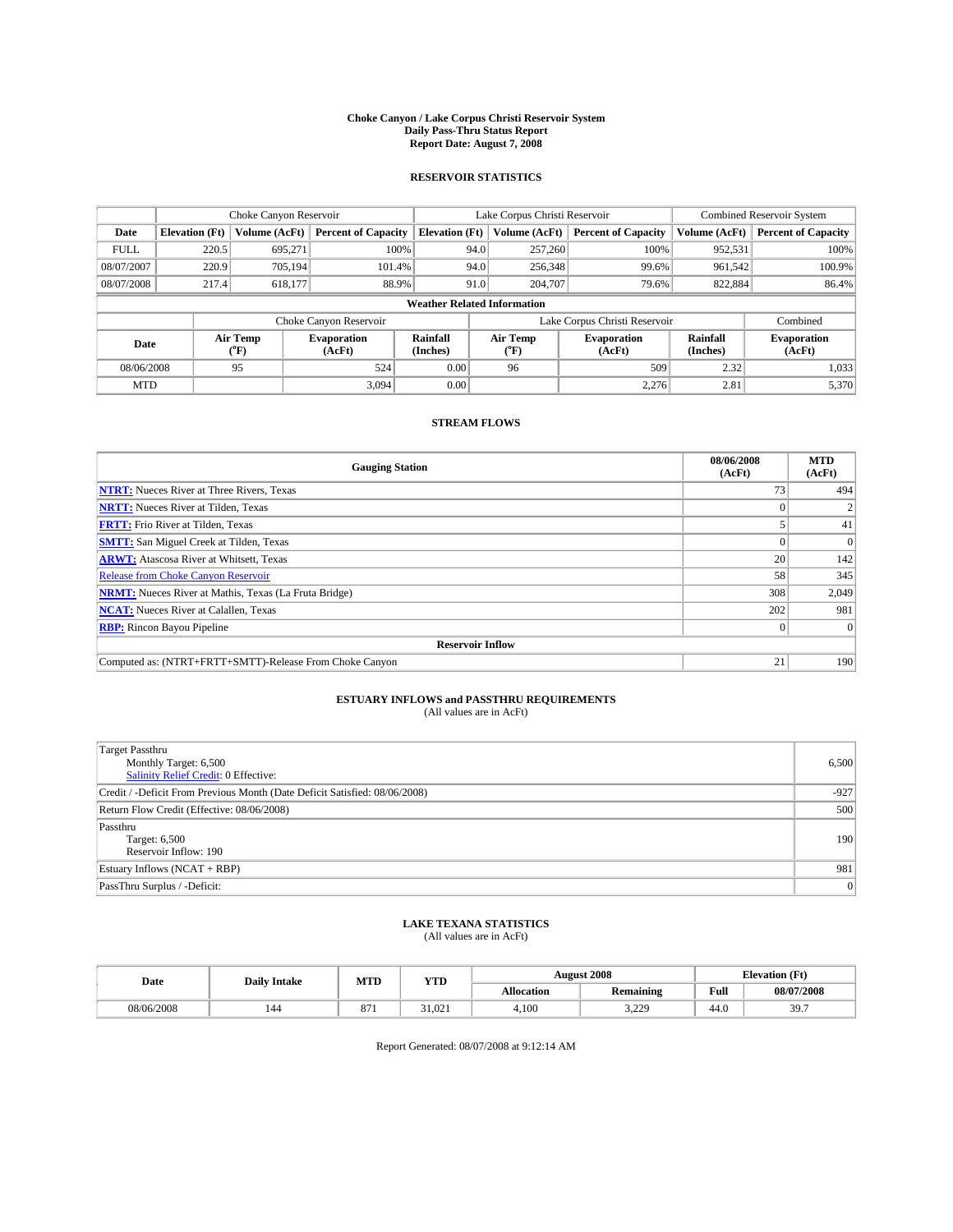# Choke Canyon / Lake Corpus Christi Reservoir System
## Daily Pass-Thru Status Report
## Report Date: August 7, 2008

### RESERVOIR STATISTICS

| | Choke Canyon Reservoir | | | Lake Corpus Christi Reservoir | | | Combined Reservoir System | |
|---|---|---|---|---|---|---|---|---|
| Date | Elevation (Ft) | Volume (AcFt) | Percent of Capacity | Elevation (Ft) | Volume (AcFt) | Percent of Capacity | Volume (AcFt) | Percent of Capacity |
| FULL | 220.5 | 695,271 | 100% | 94.0 | 257,260 | 100% | 952,531 | 100% |
| 08/07/2007 | 220.9 | 705,194 | 101.4% | 94.0 | 256,348 | 99.6% | 961,542 | 100.9% |
| 08/07/2008 | 217.4 | 618,177 | 88.9% | 91.0 | 204,707 | 79.6% | 822,884 | 86.4% |

**Weather Related Information**

| | Choke Canyon Reservoir | | | Lake Corpus Christi Reservoir | | | Combined |
|---|---|---|---|---|---|---|---|
| Date | Air Temp (°F) | Evaporation (AcFt) | Rainfall (Inches) | Air Temp (°F) | Evaporation (AcFt) | Rainfall (Inches) | Evaporation (AcFt) |
| 08/06/2008 | 95 | 524 | 0.00 | 96 | 509 | 2.32 | 1,033 |
| MTD | | 3,094 | 0.00 | | 2,276 | 2.81 | 5,370 |

### STREAM FLOWS

| Gauging Station | 08/06/2008 (AcFt) | MTD (AcFt) |
|---|---|---|
| **NTRT:** Nueces River at Three Rivers, Texas | 73 | 494 |
| **NRTT:** Nueces River at Tilden, Texas | 0 | 2 |
| **FRTT:** Frio River at Tilden, Texas | 5 | 41 |
| **SMTT:** San Miguel Creek at Tilden, Texas | 0 | 0 |
| **ARWT:** Atascosa River at Whitsett, Texas | 20 | 142 |
| Release from Choke Canyon Reservoir | 58 | 345 |
| **NRMT:** Nueces River at Mathis, Texas (La Fruta Bridge) | 308 | 2,049 |
| **NCAT:** Nueces River at Calallen, Texas | 202 | 981 |
| **RBP:** Rincon Bayou Pipeline | 0 | 0 |
| **Reservoir Inflow** | | |
| Computed as: (NTRT+FRTT+SMTT)-Release From Choke Canyon | 21 | 190 |

### ESTUARY INFLOWS and PASSTHRU REQUIREMENTS
(All values are in AcFt)

| | |
|---|---|
| Target Passthru<br>Monthly Target: 6,500<br>Salinity Relief Credit: 0 Effective: | 6,500 |
| Credit / -Deficit From Previous Month (Date Deficit Satisfied: 08/06/2008) | -927 |
| Return Flow Credit (Effective: 08/06/2008) | 500 |
| Passthru<br>Target: 6,500<br>Reservoir Inflow: 190 | 190 |
| Estuary Inflows (NCAT + RBP) | 981 |
| PassThru Surplus / -Deficit: | 0 |

### LAKE TEXANA STATISTICS
(All values are in AcFt)

| Date | Daily Intake | MTD | YTD | August 2008 | | Elevation (Ft) | |
|---|---|---|---|---|---|---|---|
| | | | | Allocation | Remaining | Full | 08/07/2008 |
| 08/06/2008 | 144 | 871 | 31,021 | 4,100 | 3,229 | 44.0 | 39.7 |

Report Generated: 08/07/2008 at 9:12:14 AM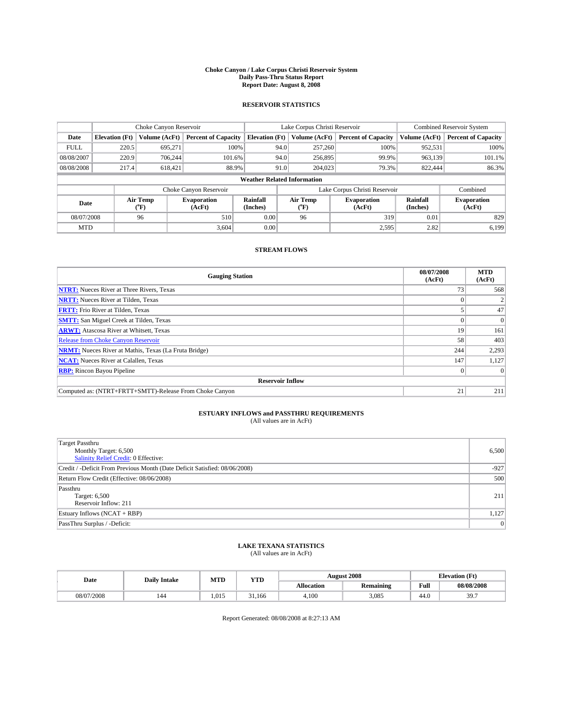# Choke Canyon / Lake Corpus Christi Reservoir System
## Daily Pass-Thru Status Report
## Report Date: August 8, 2008

### RESERVOIR STATISTICS

| | Choke Canyon Reservoir | | | Lake Corpus Christi Reservoir | | | Combined Reservoir System | |
|---|---|---|---|---|---|---|---|---|
| Date | Elevation (Ft) | Volume (AcFt) | Percent of Capacity | Elevation (Ft) | Volume (AcFt) | Percent of Capacity | Volume (AcFt) | Percent of Capacity |
| FULL | 220.5 | 695,271 | 100% | 94.0 | 257,260 | 100% | 952,531 | 100% |
| 08/08/2007 | 220.9 | 706,244 | 101.6% | 94.0 | 256,895 | 99.9% | 963,139 | 101.1% |
| 08/08/2008 | 217.4 | 618,421 | 88.9% | 91.0 | 204,023 | 79.3% | 822,444 | 86.3% |

**Weather Related Information**

| | Choke Canyon Reservoir | | | Lake Corpus Christi Reservoir | | | Combined |
|---|---|---|---|---|---|---|---|
| Date | Air Temp (°F) | Evaporation (AcFt) | Rainfall (Inches) | Air Temp (°F) | Evaporation (AcFt) | Rainfall (Inches) | Evaporation (AcFt) |
| 08/07/2008 | 96 | 510 | 0.00 | 96 | 319 | 0.01 | 829 |
| MTD | | 3,604 | 0.00 | | 2,595 | 2.82 | 6,199 |

### STREAM FLOWS

| Gauging Station | 08/07/2008 (AcFt) | MTD (AcFt) |
|---|---|---|
| NTRT: Nueces River at Three Rivers, Texas | 73 | 568 |
| NRTT: Nueces River at Tilden, Texas | 0 | 2 |
| FRTT: Frio River at Tilden, Texas | 5 | 47 |
| SMTT: San Miguel Creek at Tilden, Texas | 0 | 0 |
| ARWT: Atascosa River at Whitsett, Texas | 19 | 161 |
| Release from Choke Canyon Reservoir | 58 | 403 |
| NRMT: Nueces River at Mathis, Texas (La Fruta Bridge) | 244 | 2,293 |
| NCAT: Nueces River at Calallen, Texas | 147 | 1,127 |
| RBP: Rincon Bayou Pipeline | 0 | 0 |
| **Reservoir Inflow** | | |
| Computed as: (NTRT+FRTT+SMTT)-Release From Choke Canyon | 21 | 211 |

### ESTUARY INFLOWS and PASSTHRU REQUIREMENTS
(All values are in AcFt)

| | |
|---|---|
| Target Passthru<br>Monthly Target: 6,500<br>Salinity Relief Credit: 0 Effective: | 6,500 |
| Credit / -Deficit From Previous Month (Date Deficit Satisfied: 08/06/2008) | -927 |
| Return Flow Credit (Effective: 08/06/2008) | 500 |
| Passthru<br>Target: 6,500<br>Reservoir Inflow: 211 | 211 |
| Estuary Inflows (NCAT + RBP) | 1,127 |
| PassThru Surplus / -Deficit: | 0 |

### LAKE TEXANA STATISTICS
(All values are in AcFt)

| Date | Daily Intake | MTD | YTD | August 2008 | | Elevation (Ft) | |
|---|---|---|---|---|---|---|---|
| | | | | Allocation | Remaining | Full | 08/08/2008 |
| 08/07/2008 | 144 | 1,015 | 31,166 | 4,100 | 3,085 | 44.0 | 39.7 |

Report Generated: 08/08/2008 at 8:27:13 AM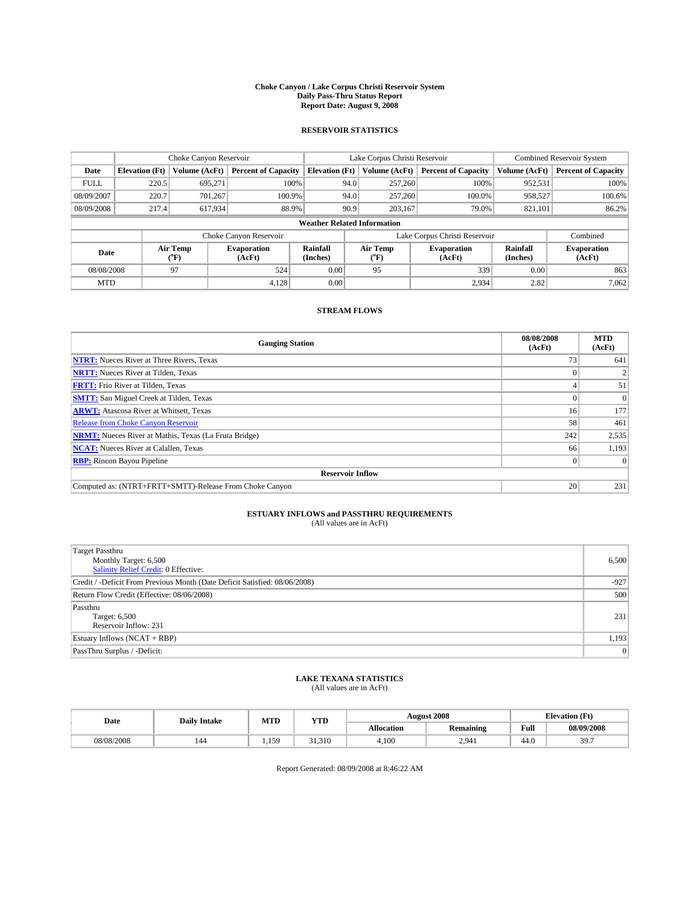# Choke Canyon / Lake Corpus Christi Reservoir System
## Daily Pass-Thru Status Report
### Report Date: August 9, 2008

## RESERVOIR STATISTICS

| | Choke Canyon Reservoir | | | Lake Corpus Christi Reservoir | | | Combined Reservoir System | |
|---|---|---|---|---|---|---|---|---|
| Date | Elevation (Ft) | Volume (AcFt) | Percent of Capacity | Elevation (Ft) | Volume (AcFt) | Percent of Capacity | Volume (AcFt) | Percent of Capacity |
| FULL | 220.5 | 695,271 | 100% | 94.0 | 257,260 | 100% | 952,531 | 100% |
| 08/09/2007 | 220.7 | 701,267 | 100.9% | 94.0 | 257,260 | 100.0% | 958,527 | 100.6% |
| 08/09/2008 | 217.4 | 617,934 | 88.9% | 90.9 | 203,167 | 79.0% | 821,101 | 86.2% |

### Weather Related Information

| | Choke Canyon Reservoir | | | Lake Corpus Christi Reservoir | | | Combined |
|---|---|---|---|---|---|---|---|
| Date | Air Temp (°F) | Evaporation (AcFt) | Rainfall (Inches) | Air Temp (°F) | Evaporation (AcFt) | Rainfall (Inches) | Evaporation (AcFt) |
| 08/08/2008 | 97 | 524 | 0.00 | 95 | 339 | 0.00 | 863 |
| MTD | | 4,128 | 0.00 | | 2,934 | 2.82 | 7,062 |

## STREAM FLOWS

| Gauging Station | 08/08/2008 (AcFt) | MTD (AcFt) |
|---|---|---|
| NTRT: Nueces River at Three Rivers, Texas | 73 | 641 |
| NRTT: Nueces River at Tilden, Texas | 0 | 2 |
| FRTT: Frio River at Tilden, Texas | 4 | 51 |
| SMTT: San Miguel Creek at Tilden, Texas | 0 | 0 |
| ARWT: Atascosa River at Whitsett, Texas | 16 | 177 |
| Release from Choke Canyon Reservoir | 58 | 461 |
| NRMT: Nueces River at Mathis, Texas (La Fruta Bridge) | 242 | 2,535 |
| NCAT: Nueces River at Calallen, Texas | 66 | 1,193 |
| RBP: Rincon Bayou Pipeline | 0 | 0 |
| **Reservoir Inflow** | | |
| Computed as: (NTRT+FRTT+SMTT)-Release From Choke Canyon | 20 | 231 |

## ESTUARY INFLOWS and PASSTHRU REQUIREMENTS
(All values are in AcFt)

| | |
|---|---|
| Target Passthru<br>Monthly Target: 6,500<br>Salinity Relief Credit: 0 Effective: | 6,500 |
| Credit / -Deficit From Previous Month (Date Deficit Satisfied: 08/06/2008) | -927 |
| Return Flow Credit (Effective: 08/06/2008) | 500 |
| Passthru<br>Target: 6,500<br>Reservoir Inflow: 231 | 231 |
| Estuary Inflows (NCAT + RBP) | 1,193 |
| PassThru Surplus / -Deficit: | 0 |

## LAKE TEXANA STATISTICS
(All values are in AcFt)

| Date | Daily Intake | MTD | YTD | August 2008 | | Elevation (Ft) | |
|---|---|---|---|---|---|---|---|
| | | | | Allocation | Remaining | Full | 08/09/2008 |
| 08/08/2008 | 144 | 1,159 | 31,310 | 4,100 | 2,941 | 44.0 | 39.7 |

Report Generated: 08/09/2008 at 8:46:22 AM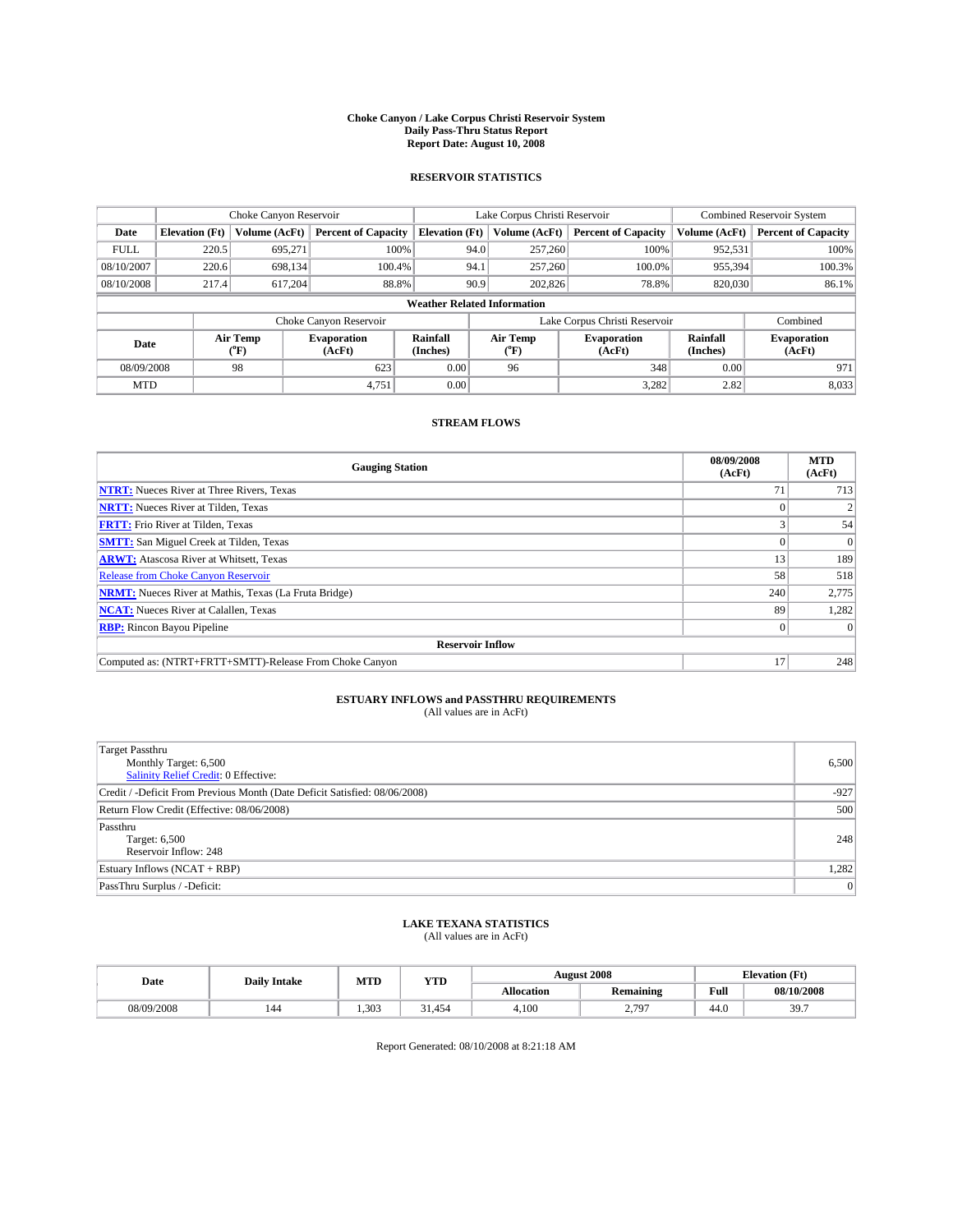# Choke Canyon / Lake Corpus Christi Reservoir System
## Daily Pass-Thru Status Report
## Report Date: August 10, 2008

### RESERVOIR STATISTICS

| | Choke Canyon Reservoir | | | Lake Corpus Christi Reservoir | | | Combined Reservoir System | |
|---|---|---|---|---|---|---|---|---|
| Date | Elevation (Ft) | Volume (AcFt) | Percent of Capacity | Elevation (Ft) | Volume (AcFt) | Percent of Capacity | Volume (AcFt) | Percent of Capacity |
| FULL | 220.5 | 695,271 | 100% | 94.0 | 257,260 | 100% | 952,531 | 100% |
| 08/10/2007 | 220.6 | 698,134 | 100.4% | 94.1 | 257,260 | 100.0% | 955,394 | 100.3% |
| 08/10/2008 | 217.4 | 617,204 | 88.8% | 90.9 | 202,826 | 78.8% | 820,030 | 86.1% |

**Weather Related Information**

| | Choke Canyon Reservoir | | | Lake Corpus Christi Reservoir | | | Combined |
|---|---|---|---|---|---|---|---|
| Date | Air Temp (°F) | Evaporation (AcFt) | Rainfall (Inches) | Air Temp (°F) | Evaporation (AcFt) | Rainfall (Inches) | Evaporation (AcFt) |
| 08/09/2008 | 98 | 623 | 0.00 | 96 | 348 | 0.00 | 971 |
| MTD | | 4,751 | 0.00 | | 3,282 | 2.82 | 8,033 |

### STREAM FLOWS

| Gauging Station | 08/09/2008 (AcFt) | MTD (AcFt) |
|---|---|---|
| NTRT: Nueces River at Three Rivers, Texas | 71 | 713 |
| NRTT: Nueces River at Tilden, Texas | 0 | 2 |
| FRTT: Frio River at Tilden, Texas | 3 | 54 |
| SMTT: San Miguel Creek at Tilden, Texas | 0 | 0 |
| ARWT: Atascosa River at Whitsett, Texas | 13 | 189 |
| Release from Choke Canyon Reservoir | 58 | 518 |
| NRMT: Nueces River at Mathis, Texas (La Fruta Bridge) | 240 | 2,775 |
| NCAT: Nueces River at Calallen, Texas | 89 | 1,282 |
| RBP: Rincon Bayou Pipeline | 0 | 0 |
| **Reservoir Inflow** | | |
| Computed as: (NTRT+FRTT+SMTT)-Release From Choke Canyon | 17 | 248 |

### ESTUARY INFLOWS and PASSTHRU REQUIREMENTS
(All values are in AcFt)

| | |
|---|---|
| Target Passthru<br>Monthly Target: 6,500<br>Salinity Relief Credit: 0 Effective: | 6,500 |
| Credit / -Deficit From Previous Month (Date Deficit Satisfied: 08/06/2008) | -927 |
| Return Flow Credit (Effective: 08/06/2008) | 500 |
| Passthru<br>Target: 6,500<br>Reservoir Inflow: 248 | 248 |
| Estuary Inflows (NCAT + RBP) | 1,282 |
| PassThru Surplus / -Deficit: | 0 |

### LAKE TEXANA STATISTICS
(All values are in AcFt)

| Date | Daily Intake | MTD | YTD | August 2008 | | Elevation (Ft) | |
|---|---|---|---|---|---|---|---|
| | | | | Allocation | Remaining | Full | 08/10/2008 |
| 08/09/2008 | 144 | 1,303 | 31,454 | 4,100 | 2,797 | 44.0 | 39.7 |

Report Generated: 08/10/2008 at 8:21:18 AM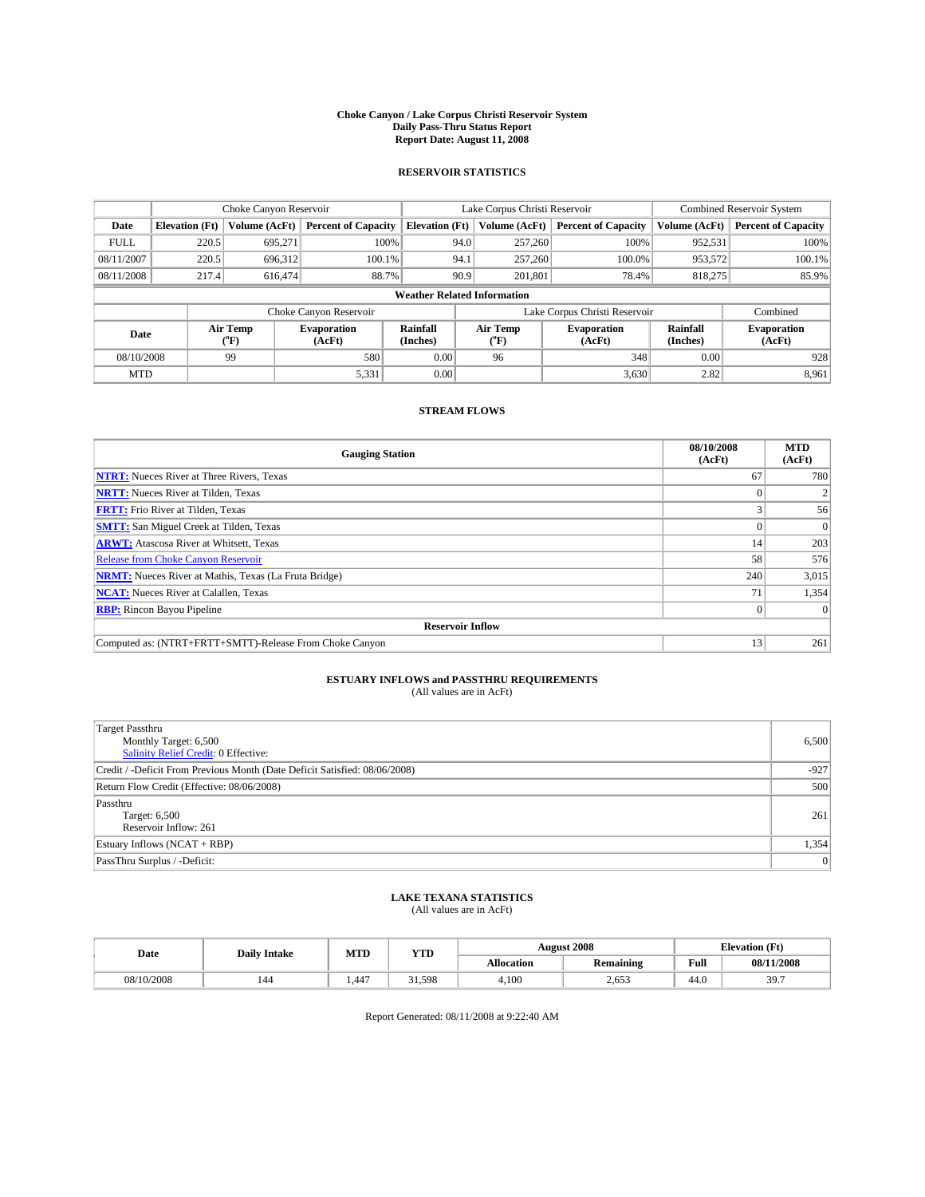# Choke Canyon / Lake Corpus Christi Reservoir System
## Daily Pass-Thru Status Report
## Report Date: August 11, 2008

### RESERVOIR STATISTICS

| | Choke Canyon Reservoir | | | Lake Corpus Christi Reservoir | | | Combined Reservoir System | |
|---|---|---|---|---|---|---|---|---|
| Date | Elevation (Ft) | Volume (AcFt) | Percent of Capacity | Elevation (Ft) | Volume (AcFt) | Percent of Capacity | Volume (AcFt) | Percent of Capacity |
| FULL | 220.5 | 695,271 | 100% | 94.0 | 257,260 | 100% | 952,531 | 100% |
| 08/11/2007 | 220.5 | 696,312 | 100.1% | 94.1 | 257,260 | 100.0% | 953,572 | 100.1% |
| 08/11/2008 | 217.4 | 616,474 | 88.7% | 90.9 | 201,801 | 78.4% | 818,275 | 85.9% |

**Weather Related Information**

| | Choke Canyon Reservoir | | | Lake Corpus Christi Reservoir | | | Combined |
|---|---|---|---|---|---|---|---|
| Date | Air Temp (°F) | Evaporation (AcFt) | Rainfall (Inches) | Air Temp (°F) | Evaporation (AcFt) | Rainfall (Inches) | Evaporation (AcFt) |
| 08/10/2008 | 99 | 580 | 0.00 | 96 | 348 | 0.00 | 928 |
| MTD | | 5,331 | 0.00 | | 3,630 | 2.82 | 8,961 |

### STREAM FLOWS

| Gauging Station | 08/10/2008 (AcFt) | MTD (AcFt) |
|---|---|---|
| NTRT: Nueces River at Three Rivers, Texas | 67 | 780 |
| NRTT: Nueces River at Tilden, Texas | 0 | 2 |
| FRTT: Frio River at Tilden, Texas | 3 | 56 |
| SMTT: San Miguel Creek at Tilden, Texas | 0 | 0 |
| ARWT: Atascosa River at Whitsett, Texas | 14 | 203 |
| Release from Choke Canyon Reservoir | 58 | 576 |
| NRMT: Nueces River at Mathis, Texas (La Fruta Bridge) | 240 | 3,015 |
| NCAT: Nueces River at Calallen, Texas | 71 | 1,354 |
| RBP: Rincon Bayou Pipeline | 0 | 0 |
| **Reservoir Inflow** | | |
| Computed as: (NTRT+FRTT+SMTT)-Release From Choke Canyon | 13 | 261 |

### ESTUARY INFLOWS and PASSTHRU REQUIREMENTS
(All values are in AcFt)

| | |
|---|---|
| Target Passthru<br>Monthly Target: 6,500<br>Salinity Relief Credit: 0 Effective: | 6,500 |
| Credit / -Deficit From Previous Month (Date Deficit Satisfied: 08/06/2008) | -927 |
| Return Flow Credit (Effective: 08/06/2008) | 500 |
| Passthru<br>Target: 6,500<br>Reservoir Inflow: 261 | 261 |
| Estuary Inflows (NCAT + RBP) | 1,354 |
| PassThru Surplus / -Deficit: | 0 |

### LAKE TEXANA STATISTICS
(All values are in AcFt)

| Date | Daily Intake | MTD | YTD | August 2008 | | Elevation (Ft) | |
|---|---|---|---|---|---|---|---|
| | | | | Allocation | Remaining | Full | 08/11/2008 |
| 08/10/2008 | 144 | 1,447 | 31,598 | 4,100 | 2,653 | 44.0 | 39.7 |

Report Generated: 08/11/2008 at 9:22:40 AM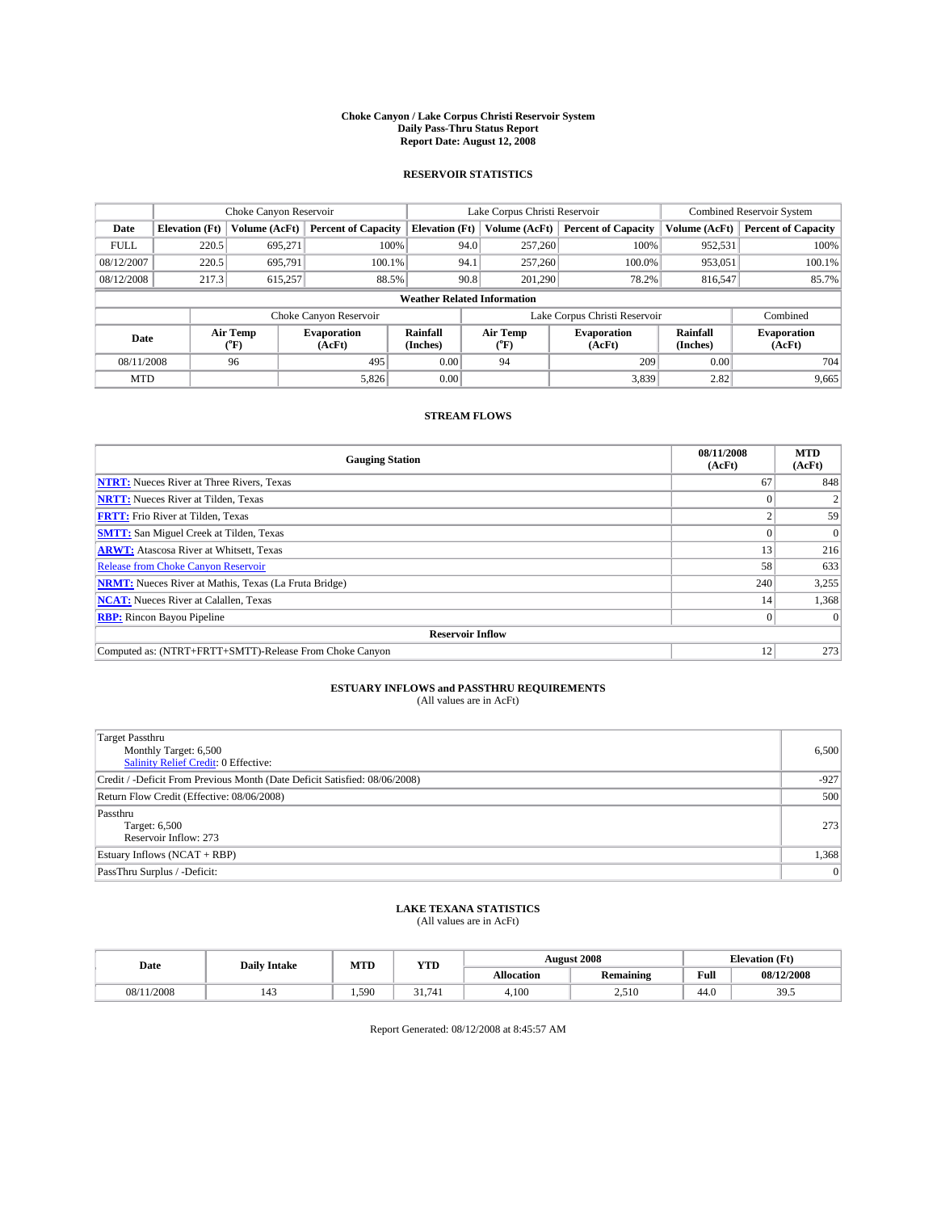# Choke Canyon / Lake Corpus Christi Reservoir System
## Daily Pass-Thru Status Report
### Report Date: August 12, 2008

## RESERVOIR STATISTICS

| | Choke Canyon Reservoir | | | Lake Corpus Christi Reservoir | | | Combined Reservoir System | |
|---|---|---|---|---|---|---|---|---|
| Date | Elevation (Ft) | Volume (AcFt) | Percent of Capacity | Elevation (Ft) | Volume (AcFt) | Percent of Capacity | Volume (AcFt) | Percent of Capacity |
| FULL | 220.5 | 695,271 | 100% | 94.0 | 257,260 | 100% | 952,531 | 100% |
| 08/12/2007 | 220.5 | 695,791 | 100.1% | 94.1 | 257,260 | 100.0% | 953,051 | 100.1% |
| 08/12/2008 | 217.3 | 615,257 | 88.5% | 90.8 | 201,290 | 78.2% | 816,547 | 85.7% |

**Weather Related Information**

| | Choke Canyon Reservoir | | | Lake Corpus Christi Reservoir | | | Combined |
|---|---|---|---|---|---|---|---|
| Date | Air Temp (°F) | Evaporation (AcFt) | Rainfall (Inches) | Air Temp (°F) | Evaporation (AcFt) | Rainfall (Inches) | Evaporation (AcFt) |
| 08/11/2008 | 96 | 495 | 0.00 | 94 | 209 | 0.00 | 704 |
| MTD | | 5,826 | 0.00 | | 3,839 | 2.82 | 9,665 |

## STREAM FLOWS

| Gauging Station | 08/11/2008 (AcFt) | MTD (AcFt) |
|---|---|---|
| NTRT: Nueces River at Three Rivers, Texas | 67 | 848 |
| NRTT: Nueces River at Tilden, Texas | 0 | 2 |
| FRTT: Frio River at Tilden, Texas | 2 | 59 |
| SMTT: San Miguel Creek at Tilden, Texas | 0 | 0 |
| ARWT: Atascosa River at Whitsett, Texas | 13 | 216 |
| Release from Choke Canyon Reservoir | 58 | 633 |
| NRMT: Nueces River at Mathis, Texas (La Fruta Bridge) | 240 | 3,255 |
| NCAT: Nueces River at Calallen, Texas | 14 | 1,368 |
| RBP: Rincon Bayou Pipeline | 0 | 0 |
| **Reservoir Inflow** | | |
| Computed as: (NTRT+FRTT+SMTT)-Release From Choke Canyon | 12 | 273 |

## ESTUARY INFLOWS and PASSTHRU REQUIREMENTS
(All values are in AcFt)

| | |
|---|---|
| Target Passthru<br>Monthly Target: 6,500<br>Salinity Relief Credit: 0 Effective: | 6,500 |
| Credit / -Deficit From Previous Month (Date Deficit Satisfied: 08/06/2008) | -927 |
| Return Flow Credit (Effective: 08/06/2008) | 500 |
| Passthru<br>Target: 6,500<br>Reservoir Inflow: 273 | 273 |
| Estuary Inflows (NCAT + RBP) | 1,368 |
| PassThru Surplus / -Deficit: | 0 |

## LAKE TEXANA STATISTICS
(All values are in AcFt)

| Date | Daily Intake | MTD | YTD | August 2008 | | Elevation (Ft) | |
|---|---|---|---|---|---|---|---|
| | | | | Allocation | Remaining | Full | 08/12/2008 |
| 08/11/2008 | 143 | 1,590 | 31,741 | 4,100 | 2,510 | 44.0 | 39.5 |

Report Generated: 08/12/2008 at 8:45:57 AM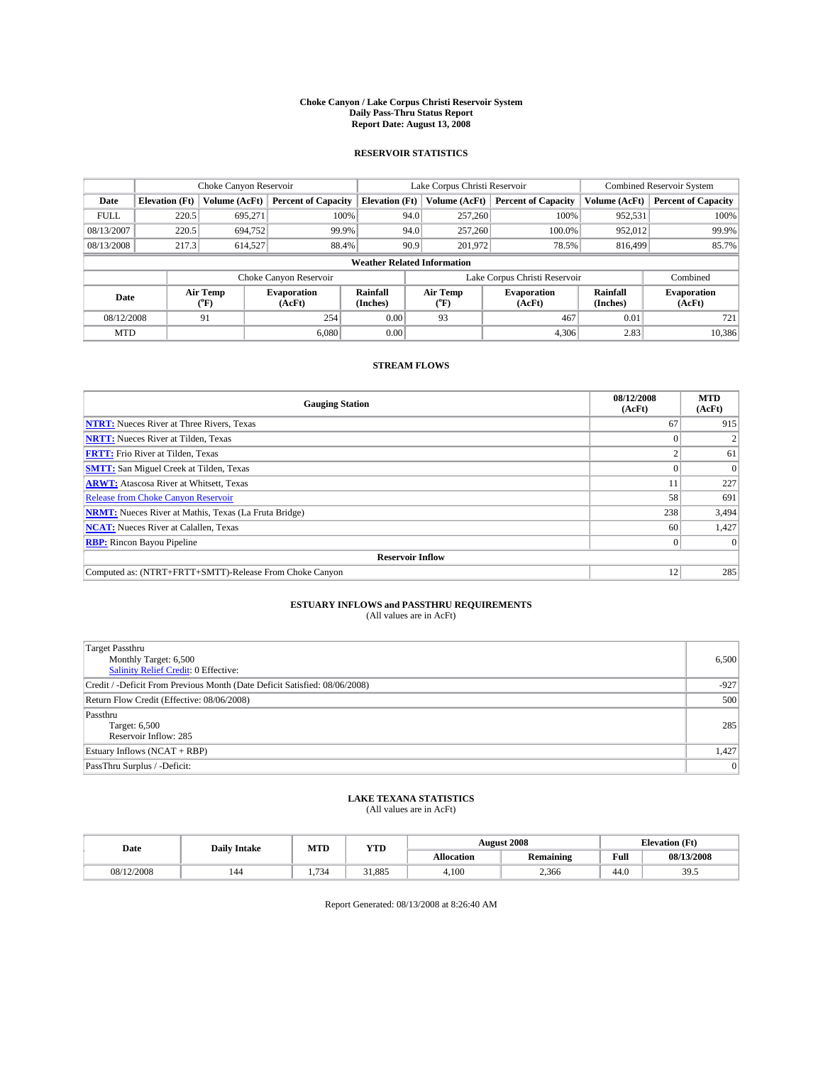# Choke Canyon / Lake Corpus Christi Reservoir System
## Daily Pass-Thru Status Report
## Report Date: August 13, 2008

### RESERVOIR STATISTICS

| | Choke Canyon Reservoir | | | Lake Corpus Christi Reservoir | | | Combined Reservoir System | |
|---|---|---|---|---|---|---|---|---|
| Date | Elevation (Ft) | Volume (AcFt) | Percent of Capacity | Elevation (Ft) | Volume (AcFt) | Percent of Capacity | Volume (AcFt) | Percent of Capacity |
| FULL | 220.5 | 695,271 | 100% | 94.0 | 257,260 | 100% | 952,531 | 100% |
| 08/13/2007 | 220.5 | 694,752 | 99.9% | 94.0 | 257,260 | 100.0% | 952,012 | 99.9% |
| 08/13/2008 | 217.3 | 614,527 | 88.4% | 90.9 | 201,972 | 78.5% | 816,499 | 85.7% |

**Weather Related Information**

| | Choke Canyon Reservoir | | | Lake Corpus Christi Reservoir | | | Combined |
|---|---|---|---|---|---|---|---|
| Date | Air Temp (°F) | Evaporation (AcFt) | Rainfall (Inches) | Air Temp (°F) | Evaporation (AcFt) | Rainfall (Inches) | Evaporation (AcFt) |
| 08/12/2008 | 91 | 254 | 0.00 | 93 | 467 | 0.01 | 721 |
| MTD | | 6,080 | 0.00 | | 4,306 | 2.83 | 10,386 |

### STREAM FLOWS

| Gauging Station | 08/12/2008 (AcFt) | MTD (AcFt) |
|---|---|---|
| NTRT: Nueces River at Three Rivers, Texas | 67 | 915 |
| NRTT: Nueces River at Tilden, Texas | 0 | 2 |
| FRTT: Frio River at Tilden, Texas | 2 | 61 |
| SMTT: San Miguel Creek at Tilden, Texas | 0 | 0 |
| ARWT: Atascosa River at Whitsett, Texas | 11 | 227 |
| Release from Choke Canyon Reservoir | 58 | 691 |
| NRMT: Nueces River at Mathis, Texas (La Fruta Bridge) | 238 | 3,494 |
| NCAT: Nueces River at Calallen, Texas | 60 | 1,427 |
| RBP: Rincon Bayou Pipeline | 0 | 0 |
| **Reservoir Inflow** | | |
| Computed as: (NTRT+FRTT+SMTT)-Release From Choke Canyon | 12 | 285 |

### ESTUARY INFLOWS and PASSTHRU REQUIREMENTS
(All values are in AcFt)

| | |
|---|---|
| Target Passthru<br>Monthly Target: 6,500<br>Salinity Relief Credit: 0 Effective: | 6,500 |
| Credit / -Deficit From Previous Month (Date Deficit Satisfied: 08/06/2008) | -927 |
| Return Flow Credit (Effective: 08/06/2008) | 500 |
| Passthru<br>Target: 6,500<br>Reservoir Inflow: 285 | 285 |
| Estuary Inflows (NCAT + RBP) | 1,427 |
| PassThru Surplus / -Deficit: | 0 |

### LAKE TEXANA STATISTICS
(All values are in AcFt)

| Date | Daily Intake | MTD | YTD | August 2008 | | Elevation (Ft) | |
|---|---|---|---|---|---|---|---|
| | | | | Allocation | Remaining | Full | 08/13/2008 |
| 08/12/2008 | 144 | 1,734 | 31,885 | 4,100 | 2,366 | 44.0 | 39.5 |

Report Generated: 08/13/2008 at 8:26:40 AM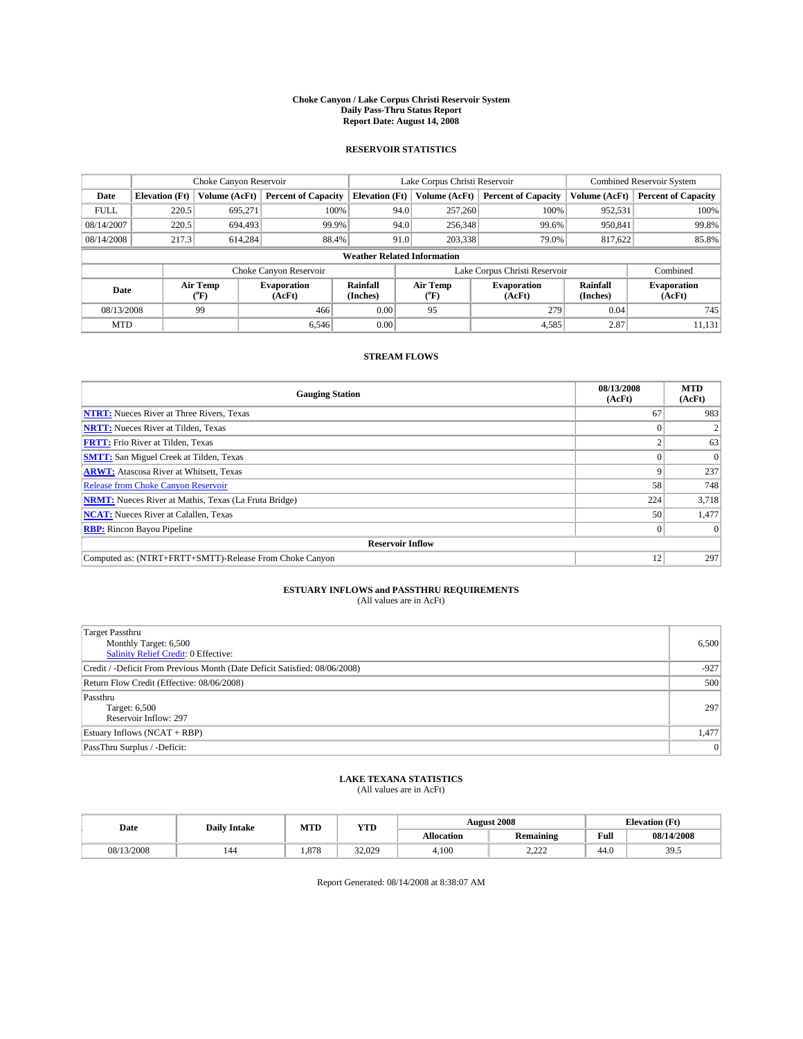# Choke Canyon / Lake Corpus Christi Reservoir System
## Daily Pass-Thru Status Report
## Report Date: August 14, 2008

### RESERVOIR STATISTICS

| | Choke Canyon Reservoir | | | Lake Corpus Christi Reservoir | | | Combined Reservoir System | |
|---|---|---|---|---|---|---|---|---|
| Date | Elevation (Ft) | Volume (AcFt) | Percent of Capacity | Elevation (Ft) | Volume (AcFt) | Percent of Capacity | Volume (AcFt) | Percent of Capacity |
| FULL | 220.5 | 695,271 | 100% | 94.0 | 257,260 | 100% | 952,531 | 100% |
| 08/14/2007 | 220.5 | 694,493 | 99.9% | 94.0 | 256,348 | 99.6% | 950,841 | 99.8% |
| 08/14/2008 | 217.3 | 614,284 | 88.4% | 91.0 | 203,338 | 79.0% | 817,622 | 85.8% |

**Weather Related Information**

| | Choke Canyon Reservoir | | | Lake Corpus Christi Reservoir | | | Combined |
|---|---|---|---|---|---|---|---|
| Date | Air Temp (°F) | Evaporation (AcFt) | Rainfall (Inches) | Air Temp (°F) | Evaporation (AcFt) | Rainfall (Inches) | Evaporation (AcFt) |
| 08/13/2008 | 99 | 466 | 0.00 | 95 | 279 | 0.04 | 745 |
| MTD | | 6,546 | 0.00 | | 4,585 | 2.87 | 11,131 |

### STREAM FLOWS

| Gauging Station | 08/13/2008 (AcFt) | MTD (AcFt) |
|---|---|---|
| **NTRT:** Nueces River at Three Rivers, Texas | 67 | 983 |
| **NRTT:** Nueces River at Tilden, Texas | 0 | 2 |
| **FRTT:** Frio River at Tilden, Texas | 2 | 63 |
| **SMTT:** San Miguel Creek at Tilden, Texas | 0 | 0 |
| **ARWT:** Atascosa River at Whitsett, Texas | 9 | 237 |
| Release from Choke Canyon Reservoir | 58 | 748 |
| **NRMT:** Nueces River at Mathis, Texas (La Fruta Bridge) | 224 | 3,718 |
| **NCAT:** Nueces River at Calallen, Texas | 50 | 1,477 |
| **RBP:** Rincon Bayou Pipeline | 0 | 0 |
| **Reservoir Inflow** | | |
| Computed as: (NTRT+FRTT+SMTT)-Release From Choke Canyon | 12 | 297 |

### ESTUARY INFLOWS and PASSTHRU REQUIREMENTS
(All values are in AcFt)

| | |
|---|---|
| Target Passthru<br>Monthly Target: 6,500<br>Salinity Relief Credit: 0 Effective: | 6,500 |
| Credit / -Deficit From Previous Month (Date Deficit Satisfied: 08/06/2008) | -927 |
| Return Flow Credit (Effective: 08/06/2008) | 500 |
| Passthru<br>Target: 6,500<br>Reservoir Inflow: 297 | 297 |
| Estuary Inflows (NCAT + RBP) | 1,477 |
| PassThru Surplus / -Deficit: | 0 |

### LAKE TEXANA STATISTICS
(All values are in AcFt)

| Date | Daily Intake | MTD | YTD | August 2008 | | Elevation (Ft) | |
|---|---|---|---|---|---|---|---|
| | | | | Allocation | Remaining | Full | 08/14/2008 |
| 08/13/2008 | 144 | 1,878 | 32,029 | 4,100 | 2,222 | 44.0 | 39.5 |

Report Generated: 08/14/2008 at 8:38:07 AM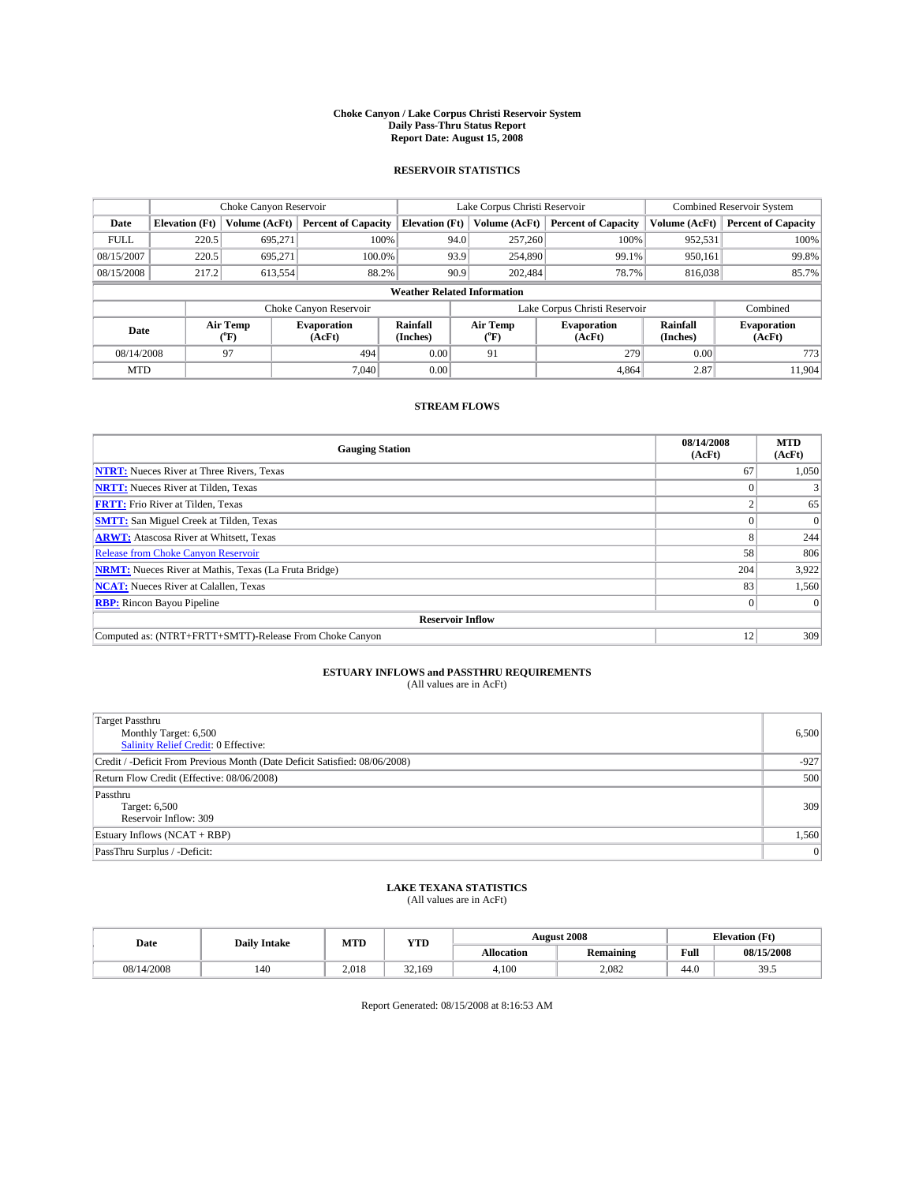# Choke Canyon / Lake Corpus Christi Reservoir System
## Daily Pass-Thru Status Report
## Report Date: August 15, 2008

### RESERVOIR STATISTICS

| | Choke Canyon Reservoir | | | Lake Corpus Christi Reservoir | | | Combined Reservoir System | |
|---|---|---|---|---|---|---|---|---|
| Date | Elevation (Ft) | Volume (AcFt) | Percent of Capacity | Elevation (Ft) | Volume (AcFt) | Percent of Capacity | Volume (AcFt) | Percent of Capacity |
| FULL | 220.5 | 695,271 | 100% | 94.0 | 257,260 | 100% | 952,531 | 100% |
| 08/15/2007 | 220.5 | 695,271 | 100.0% | 93.9 | 254,890 | 99.1% | 950,161 | 99.8% |
| 08/15/2008 | 217.2 | 613,554 | 88.2% | 90.9 | 202,484 | 78.7% | 816,038 | 85.7% |

**Weather Related Information**

| | Choke Canyon Reservoir | | | Lake Corpus Christi Reservoir | | | Combined |
|---|---|---|---|---|---|---|---|
| Date | Air Temp (°F) | Evaporation (AcFt) | Rainfall (Inches) | Air Temp (°F) | Evaporation (AcFt) | Rainfall (Inches) | Evaporation (AcFt) |
| 08/14/2008 | 97 | 494 | 0.00 | 91 | 279 | 0.00 | 773 |
| MTD | | 7,040 | 0.00 | | 4,864 | 2.87 | 11,904 |

### STREAM FLOWS

| Gauging Station | 08/14/2008 (AcFt) | MTD (AcFt) |
|---|---|---|
| NTRT: Nueces River at Three Rivers, Texas | 67 | 1,050 |
| NRTT: Nueces River at Tilden, Texas | 0 | 3 |
| FRTT: Frio River at Tilden, Texas | 2 | 65 |
| SMTT: San Miguel Creek at Tilden, Texas | 0 | 0 |
| ARWT: Atascosa River at Whitsett, Texas | 8 | 244 |
| Release from Choke Canyon Reservoir | 58 | 806 |
| NRMT: Nueces River at Mathis, Texas (La Fruta Bridge) | 204 | 3,922 |
| NCAT: Nueces River at Calallen, Texas | 83 | 1,560 |
| RBP: Rincon Bayou Pipeline | 0 | 0 |
| **Reservoir Inflow** | | |
| Computed as: (NTRT+FRTT+SMTT)-Release From Choke Canyon | 12 | 309 |

### ESTUARY INFLOWS and PASSTHRU REQUIREMENTS
(All values are in AcFt)

| | |
|---|---|
| Target Passthru<br>Monthly Target: 6,500<br>Salinity Relief Credit: 0 Effective: | 6,500 |
| Credit / -Deficit From Previous Month (Date Deficit Satisfied: 08/06/2008) | -927 |
| Return Flow Credit (Effective: 08/06/2008) | 500 |
| Passthru<br>Target: 6,500<br>Reservoir Inflow: 309 | 309 |
| Estuary Inflows (NCAT + RBP) | 1,560 |
| PassThru Surplus / -Deficit: | 0 |

### LAKE TEXANA STATISTICS
(All values are in AcFt)

| Date | Daily Intake | MTD | YTD | August 2008 | | Elevation (Ft) | |
|---|---|---|---|---|---|---|---|
| | | | | Allocation | Remaining | Full | 08/15/2008 |
| 08/14/2008 | 140 | 2,018 | 32,169 | 4,100 | 2,082 | 44.0 | 39.5 |

Report Generated: 08/15/2008 at 8:16:53 AM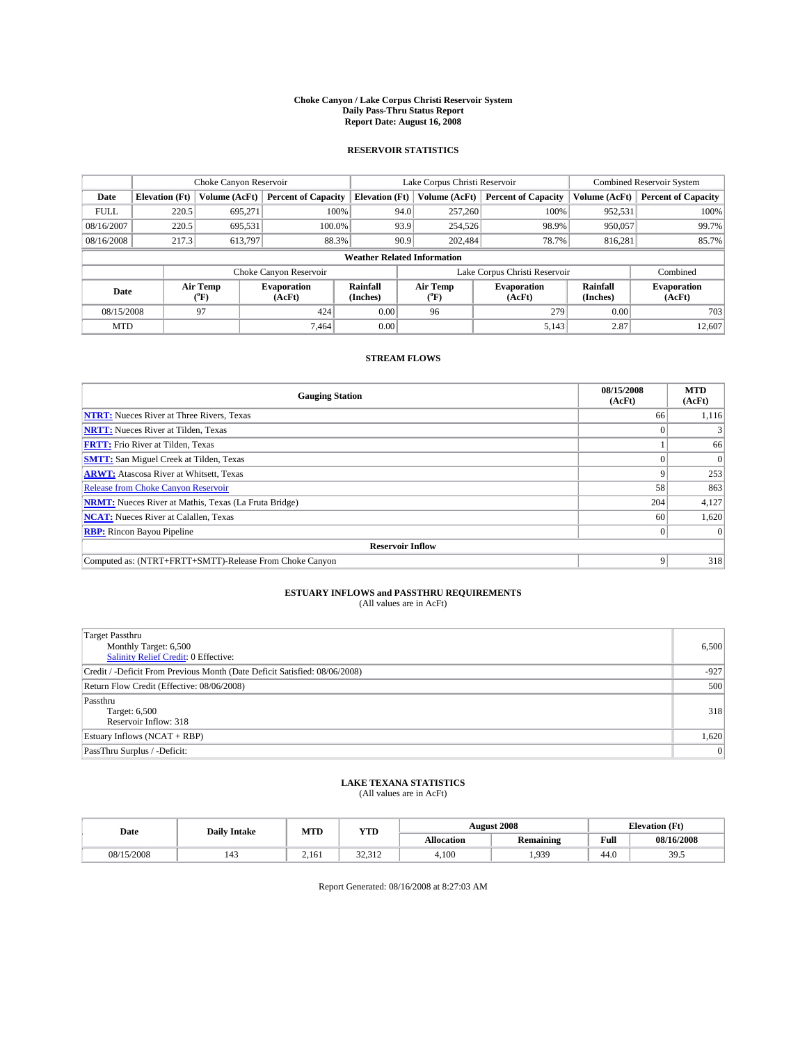# Choke Canyon / Lake Corpus Christi Reservoir System
## Daily Pass-Thru Status Report
## Report Date: August 16, 2008

### RESERVOIR STATISTICS

| | Choke Canyon Reservoir | | | Lake Corpus Christi Reservoir | | | Combined Reservoir System | |
|---|---|---|---|---|---|---|---|---|
| Date | Elevation (Ft) | Volume (AcFt) | Percent of Capacity | Elevation (Ft) | Volume (AcFt) | Percent of Capacity | Volume (AcFt) | Percent of Capacity |
| FULL | 220.5 | 695,271 | 100% | 94.0 | 257,260 | 100% | 952,531 | 100% |
| 08/16/2007 | 220.5 | 695,531 | 100.0% | 93.9 | 254,526 | 98.9% | 950,057 | 99.7% |
| 08/16/2008 | 217.3 | 613,797 | 88.3% | 90.9 | 202,484 | 78.7% | 816,281 | 85.7% |

**Weather Related Information**

| | Choke Canyon Reservoir | | | Lake Corpus Christi Reservoir | | | Combined |
|---|---|---|---|---|---|---|---|
| Date | Air Temp (°F) | Evaporation (AcFt) | Rainfall (Inches) | Air Temp (°F) | Evaporation (AcFt) | Rainfall (Inches) | Evaporation (AcFt) |
| 08/15/2008 | 97 | 424 | 0.00 | 96 | 279 | 0.00 | 703 |
| MTD | | 7,464 | 0.00 | | 5,143 | 2.87 | 12,607 |

### STREAM FLOWS

| Gauging Station | 08/15/2008 (AcFt) | MTD (AcFt) |
|---|---|---|
| NTRT: Nueces River at Three Rivers, Texas | 66 | 1,116 |
| NRTT: Nueces River at Tilden, Texas | 0 | 3 |
| FRTT: Frio River at Tilden, Texas | 1 | 66 |
| SMTT: San Miguel Creek at Tilden, Texas | 0 | 0 |
| ARWT: Atascosa River at Whitsett, Texas | 9 | 253 |
| Release from Choke Canyon Reservoir | 58 | 863 |
| NRMT: Nueces River at Mathis, Texas (La Fruta Bridge) | 204 | 4,127 |
| NCAT: Nueces River at Calallen, Texas | 60 | 1,620 |
| RBP: Rincon Bayou Pipeline | 0 | 0 |
| **Reservoir Inflow** | | |
| Computed as: (NTRT+FRTT+SMTT)-Release From Choke Canyon | 9 | 318 |

### ESTUARY INFLOWS and PASSTHRU REQUIREMENTS
(All values are in AcFt)

| | |
|---|---|
| Target Passthru<br>Monthly Target: 6,500<br>Salinity Relief Credit: 0 Effective: | 6,500 |
| Credit / -Deficit From Previous Month (Date Deficit Satisfied: 08/06/2008) | -927 |
| Return Flow Credit (Effective: 08/06/2008) | 500 |
| Passthru<br>Target: 6,500<br>Reservoir Inflow: 318 | 318 |
| Estuary Inflows (NCAT + RBP) | 1,620 |
| PassThru Surplus / -Deficit: | 0 |

### LAKE TEXANA STATISTICS
(All values are in AcFt)

| Date | Daily Intake | MTD | YTD | August 2008 | | Elevation (Ft) | |
|---|---|---|---|---|---|---|---|
| | | | | Allocation | Remaining | Full | 08/16/2008 |
| 08/15/2008 | 143 | 2,161 | 32,312 | 4,100 | 1,939 | 44.0 | 39.5 |

Report Generated: 08/16/2008 at 8:27:03 AM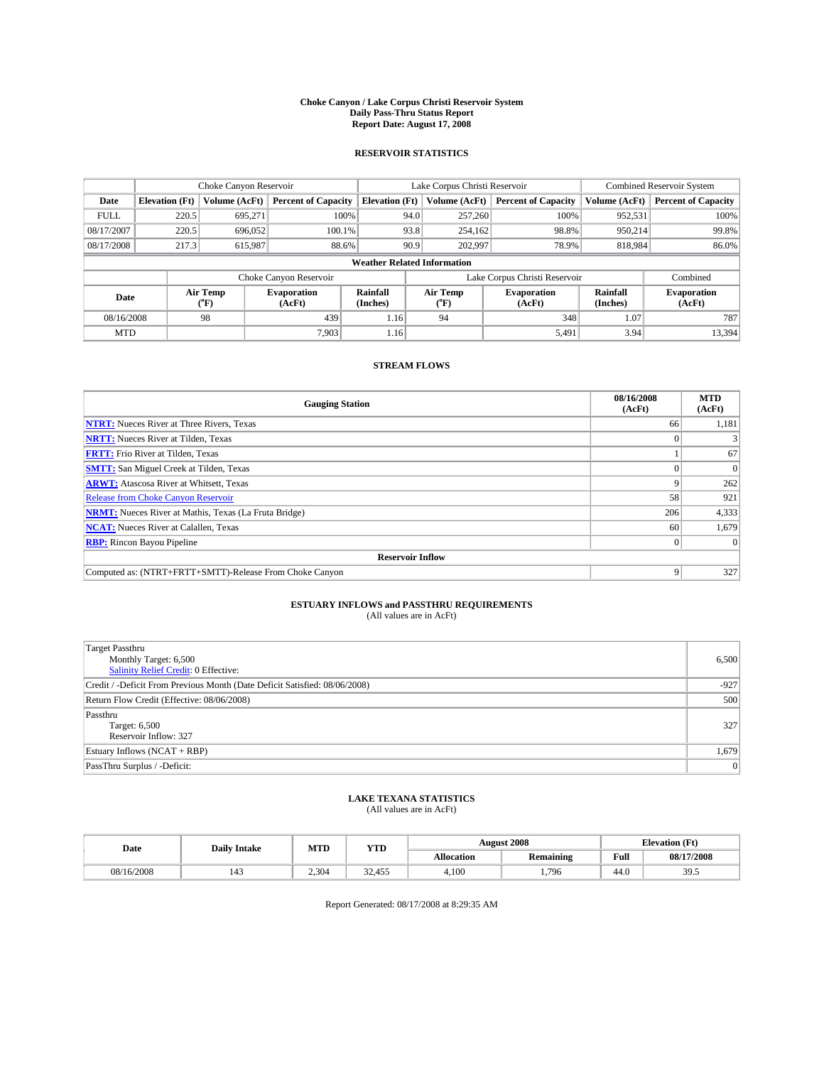# Choke Canyon / Lake Corpus Christi Reservoir System
## Daily Pass-Thru Status Report
## Report Date: August 17, 2008

### RESERVOIR STATISTICS

| | Choke Canyon Reservoir | | | Lake Corpus Christi Reservoir | | | Combined Reservoir System | |
|---|---|---|---|---|---|---|---|---|
| Date | Elevation (Ft) | Volume (AcFt) | Percent of Capacity | Elevation (Ft) | Volume (AcFt) | Percent of Capacity | Volume (AcFt) | Percent of Capacity |
| FULL | 220.5 | 695,271 | 100% | 94.0 | 257,260 | 100% | 952,531 | 100% |
| 08/17/2007 | 220.5 | 696,052 | 100.1% | 93.8 | 254,162 | 98.8% | 950,214 | 99.8% |
| 08/17/2008 | 217.3 | 615,987 | 88.6% | 90.9 | 202,997 | 78.9% | 818,984 | 86.0% |

**Weather Related Information**

| | Choke Canyon Reservoir | | | Lake Corpus Christi Reservoir | | | Combined |
|---|---|---|---|---|---|---|---|
| Date | Air Temp (°F) | Evaporation (AcFt) | Rainfall (Inches) | Air Temp (°F) | Evaporation (AcFt) | Rainfall (Inches) | Evaporation (AcFt) |
| 08/16/2008 | 98 | 439 | 1.16 | 94 | 348 | 1.07 | 787 |
| MTD | | 7,903 | 1.16 | | 5,491 | 3.94 | 13,394 |

### STREAM FLOWS

| Gauging Station | 08/16/2008 (AcFt) | MTD (AcFt) |
|---|---|---|
| NTRT: Nueces River at Three Rivers, Texas | 66 | 1,181 |
| NRTT: Nueces River at Tilden, Texas | 0 | 3 |
| FRTT: Frio River at Tilden, Texas | 1 | 67 |
| SMTT: San Miguel Creek at Tilden, Texas | 0 | 0 |
| ARWT: Atascosa River at Whitsett, Texas | 9 | 262 |
| Release from Choke Canyon Reservoir | 58 | 921 |
| NRMT: Nueces River at Mathis, Texas (La Fruta Bridge) | 206 | 4,333 |
| NCAT: Nueces River at Calallen, Texas | 60 | 1,679 |
| RBP: Rincon Bayou Pipeline | 0 | 0 |
| **Reservoir Inflow** | | |
| Computed as: (NTRT+FRTT+SMTT)-Release From Choke Canyon | 9 | 327 |

### ESTUARY INFLOWS and PASSTHRU REQUIREMENTS
(All values are in AcFt)

| | |
|---|---|
| Target Passthru<br>Monthly Target: 6,500<br>Salinity Relief Credit: 0 Effective: | 6,500 |
| Credit / -Deficit From Previous Month (Date Deficit Satisfied: 08/06/2008) | -927 |
| Return Flow Credit (Effective: 08/06/2008) | 500 |
| Passthru<br>Target: 6,500<br>Reservoir Inflow: 327 | 327 |
| Estuary Inflows (NCAT + RBP) | 1,679 |
| PassThru Surplus / -Deficit: | 0 |

### LAKE TEXANA STATISTICS
(All values are in AcFt)

| Date | Daily Intake | MTD | YTD | August 2008 | | Elevation (Ft) | |
|---|---|---|---|---|---|---|---|
| | | | | Allocation | Remaining | Full | 08/17/2008 |
| 08/16/2008 | 143 | 2,304 | 32,455 | 4,100 | 1,796 | 44.0 | 39.5 |

Report Generated: 08/17/2008 at 8:29:35 AM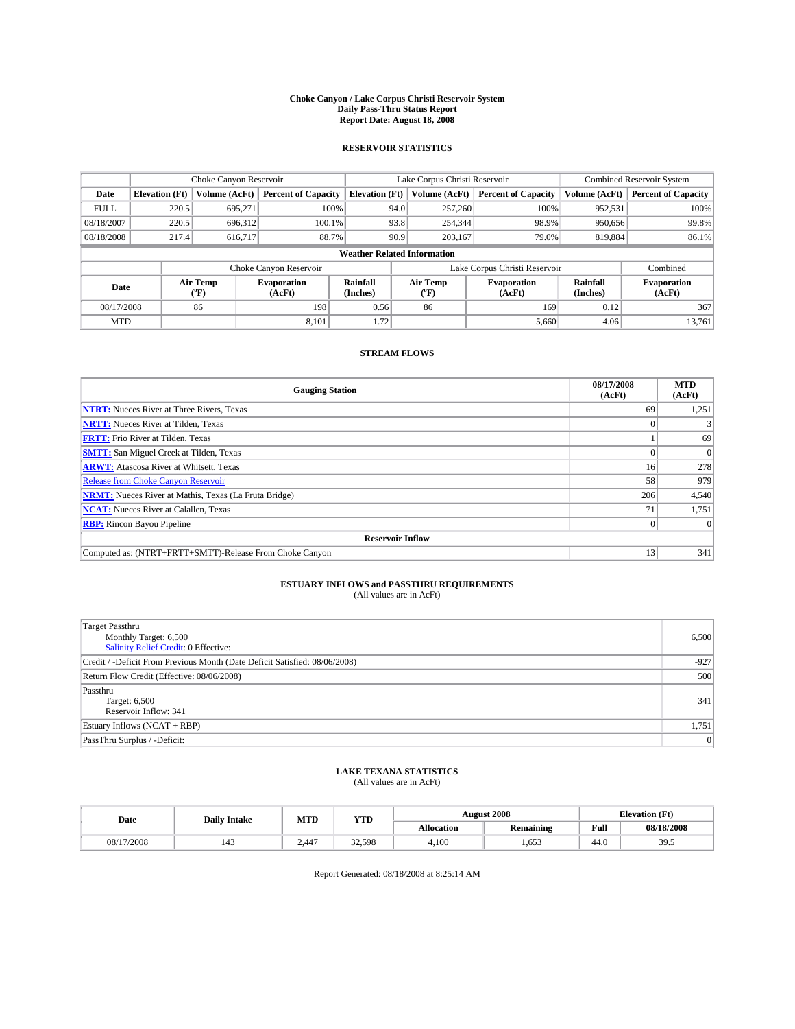# Choke Canyon / Lake Corpus Christi Reservoir System
## Daily Pass-Thru Status Report
## Report Date: August 18, 2008

### RESERVOIR STATISTICS

| | Choke Canyon Reservoir | | | Lake Corpus Christi Reservoir | | | Combined Reservoir System | |
|---|---|---|---|---|---|---|---|---|
| Date | Elevation (Ft) | Volume (AcFt) | Percent of Capacity | Elevation (Ft) | Volume (AcFt) | Percent of Capacity | Volume (AcFt) | Percent of Capacity |
| FULL | 220.5 | 695,271 | 100% | 94.0 | 257,260 | 100% | 952,531 | 100% |
| 08/18/2007 | 220.5 | 696,312 | 100.1% | 93.8 | 254,344 | 98.9% | 950,656 | 99.8% |
| 08/18/2008 | 217.4 | 616,717 | 88.7% | 90.9 | 203,167 | 79.0% | 819,884 | 86.1% |

**Weather Related Information**

| | Choke Canyon Reservoir | | | Lake Corpus Christi Reservoir | | | Combined |
|---|---|---|---|---|---|---|---|
| Date | Air Temp (°F) | Evaporation (AcFt) | Rainfall (Inches) | Air Temp (°F) | Evaporation (AcFt) | Rainfall (Inches) | Evaporation (AcFt) |
| 08/17/2008 | 86 | 198 | 0.56 | 86 | 169 | 0.12 | 367 |
| MTD | | 8,101 | 1.72 | | 5,660 | 4.06 | 13,761 |

### STREAM FLOWS

| Gauging Station | 08/17/2008 (AcFt) | MTD (AcFt) |
|---|---|---|
| **NTRT:** Nueces River at Three Rivers, Texas | 69 | 1,251 |
| **NRTT:** Nueces River at Tilden, Texas | 0 | 3 |
| **FRTT:** Frio River at Tilden, Texas | 1 | 69 |
| **SMTT:** San Miguel Creek at Tilden, Texas | 0 | 0 |
| **ARWT:** Atascosa River at Whitsett, Texas | 16 | 278 |
| Release from Choke Canyon Reservoir | 58 | 979 |
| **NRMT:** Nueces River at Mathis, Texas (La Fruta Bridge) | 206 | 4,540 |
| **NCAT:** Nueces River at Calallen, Texas | 71 | 1,751 |
| **RBP:** Rincon Bayou Pipeline | 0 | 0 |
| **Reservoir Inflow** | | |
| Computed as: (NTRT+FRTT+SMTT)-Release From Choke Canyon | 13 | 341 |

### ESTUARY INFLOWS and PASSTHRU REQUIREMENTS
(All values are in AcFt)

| | |
|---|---|
| Target Passthru<br>Monthly Target: 6,500<br>Salinity Relief Credit: 0 Effective: | 6,500 |
| Credit / -Deficit From Previous Month (Date Deficit Satisfied: 08/06/2008) | -927 |
| Return Flow Credit (Effective: 08/06/2008) | 500 |
| Passthru<br>Target: 6,500<br>Reservoir Inflow: 341 | 341 |
| Estuary Inflows (NCAT + RBP) | 1,751 |
| PassThru Surplus / -Deficit: | 0 |

### LAKE TEXANA STATISTICS
(All values are in AcFt)

| Date | Daily Intake | MTD | YTD | August 2008 | | Elevation (Ft) | |
|---|---|---|---|---|---|---|---|
| | | | | Allocation | Remaining | Full | 08/18/2008 |
| 08/17/2008 | 143 | 2,447 | 32,598 | 4,100 | 1,653 | 44.0 | 39.5 |

Report Generated: 08/18/2008 at 8:25:14 AM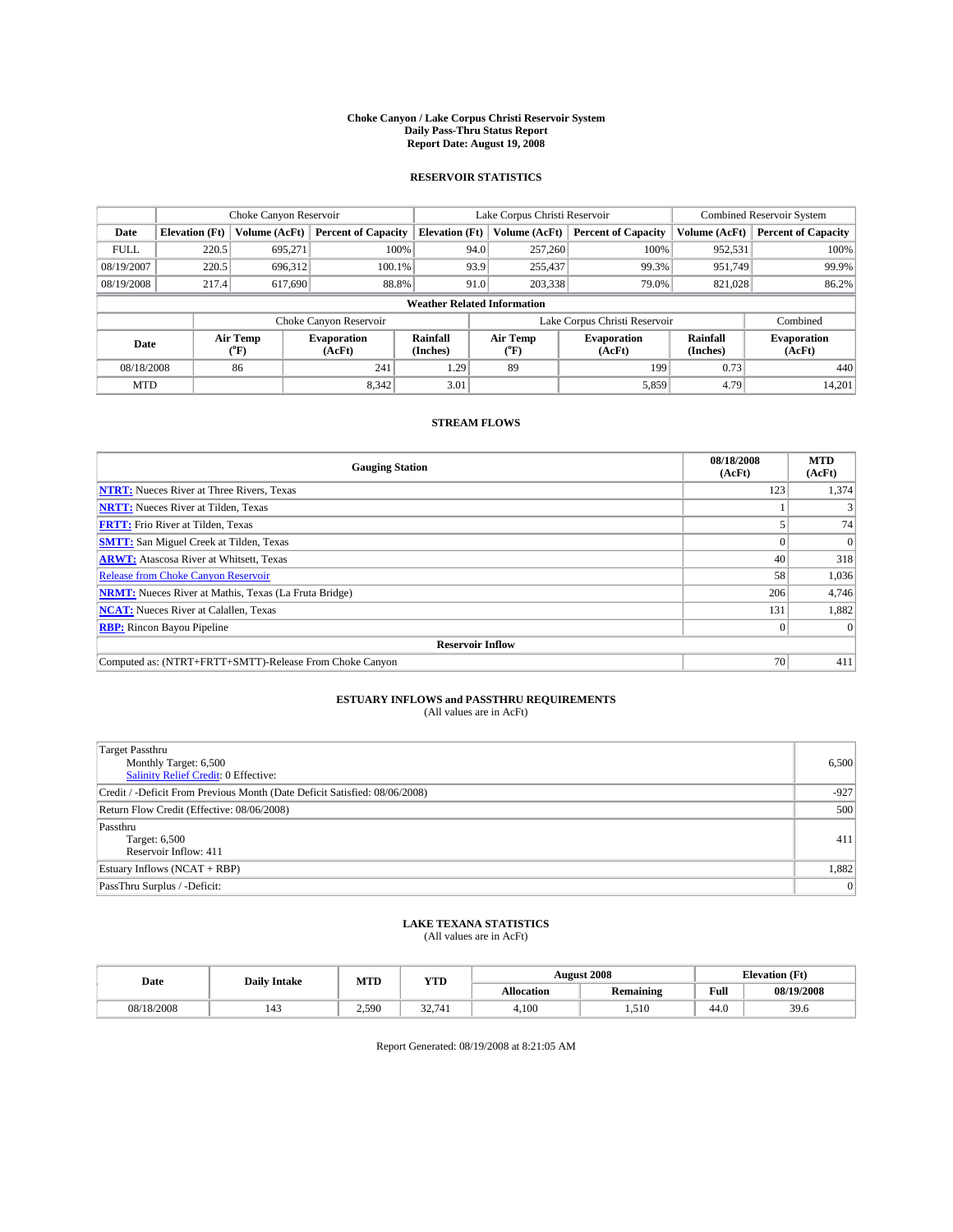# Choke Canyon / Lake Corpus Christi Reservoir System
## Daily Pass-Thru Status Report
## Report Date: August 19, 2008

### RESERVOIR STATISTICS

| | Choke Canyon Reservoir | | | Lake Corpus Christi Reservoir | | | Combined Reservoir System | |
|---|---|---|---|---|---|---|---|---|
| Date | Elevation (Ft) | Volume (AcFt) | Percent of Capacity | Elevation (Ft) | Volume (AcFt) | Percent of Capacity | Volume (AcFt) | Percent of Capacity |
| FULL | 220.5 | 695,271 | 100% | 94.0 | 257,260 | 100% | 952,531 | 100% |
| 08/19/2007 | 220.5 | 696,312 | 100.1% | 93.9 | 255,437 | 99.3% | 951,749 | 99.9% |
| 08/19/2008 | 217.4 | 617,690 | 88.8% | 91.0 | 203,338 | 79.0% | 821,028 | 86.2% |

**Weather Related Information**

| | Choke Canyon Reservoir | | | Lake Corpus Christi Reservoir | | | Combined |
|---|---|---|---|---|---|---|---|
| Date | Air Temp (°F) | Evaporation (AcFt) | Rainfall (Inches) | Air Temp (°F) | Evaporation (AcFt) | Rainfall (Inches) | Evaporation (AcFt) |
| 08/18/2008 | 86 | 241 | 1.29 | 89 | 199 | 0.73 | 440 |
| MTD | | 8,342 | 3.01 | | 5,859 | 4.79 | 14,201 |

### STREAM FLOWS

| Gauging Station | 08/18/2008 (AcFt) | MTD (AcFt) |
|---|---|---|
| **NTRT:** Nueces River at Three Rivers, Texas | 123 | 1,374 |
| **NRTT:** Nueces River at Tilden, Texas | 1 | 3 |
| **FRTT:** Frio River at Tilden, Texas | 5 | 74 |
| **SMTT:** San Miguel Creek at Tilden, Texas | 0 | 0 |
| **ARWT:** Atascosa River at Whitsett, Texas | 40 | 318 |
| Release from Choke Canyon Reservoir | 58 | 1,036 |
| **NRMT:** Nueces River at Mathis, Texas (La Fruta Bridge) | 206 | 4,746 |
| **NCAT:** Nueces River at Calallen, Texas | 131 | 1,882 |
| **RBP:** Rincon Bayou Pipeline | 0 | 0 |
| **Reservoir Inflow** | | |
| Computed as: (NTRT+FRTT+SMTT)-Release From Choke Canyon | 70 | 411 |

### ESTUARY INFLOWS and PASSTHRU REQUIREMENTS
(All values are in AcFt)

| | |
|---|---|
| Target Passthru<br>Monthly Target: 6,500<br>Salinity Relief Credit: 0 Effective: | 6,500 |
| Credit / -Deficit From Previous Month (Date Deficit Satisfied: 08/06/2008) | -927 |
| Return Flow Credit (Effective: 08/06/2008) | 500 |
| Passthru<br>Target: 6,500<br>Reservoir Inflow: 411 | 411 |
| Estuary Inflows (NCAT + RBP) | 1,882 |
| PassThru Surplus / -Deficit: | 0 |

### LAKE TEXANA STATISTICS
(All values are in AcFt)

| Date | Daily Intake | MTD | YTD | August 2008 | | Elevation (Ft) | |
|---|---|---|---|---|---|---|---|
| | | | | Allocation | Remaining | Full | 08/19/2008 |
| 08/18/2008 | 143 | 2,590 | 32,741 | 4,100 | 1,510 | 44.0 | 39.6 |

Report Generated: 08/19/2008 at 8:21:05 AM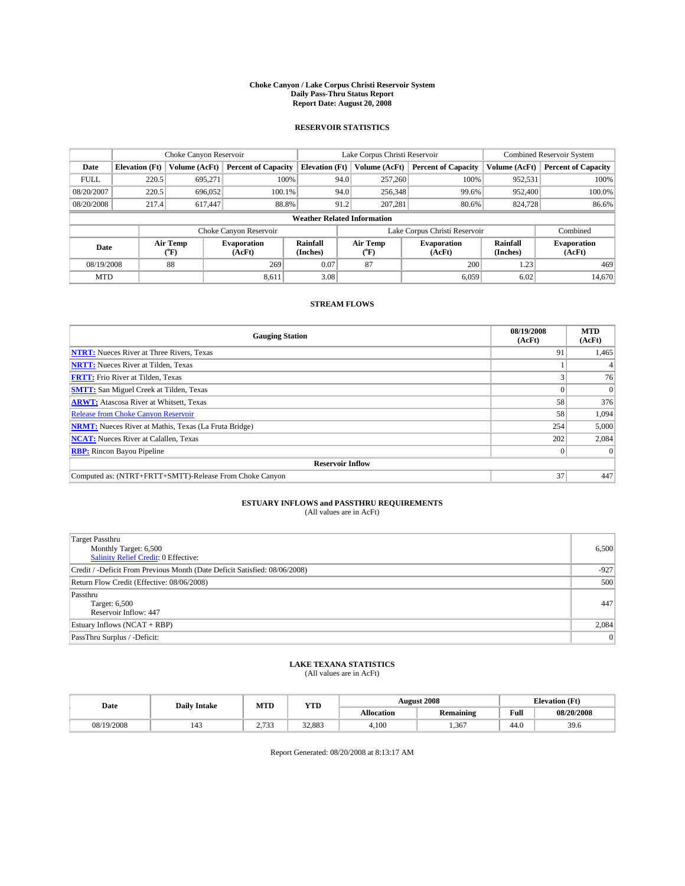# Choke Canyon / Lake Corpus Christi Reservoir System
## Daily Pass-Thru Status Report
## Report Date: August 20, 2008

### RESERVOIR STATISTICS

| | Choke Canyon Reservoir | | | Lake Corpus Christi Reservoir | | | Combined Reservoir System | |
|---|---|---|---|---|---|---|---|---|
| Date | Elevation (Ft) | Volume (AcFt) | Percent of Capacity | Elevation (Ft) | Volume (AcFt) | Percent of Capacity | Volume (AcFt) | Percent of Capacity |
| FULL | 220.5 | 695,271 | 100% | 94.0 | 257,260 | 100% | 952,531 | 100% |
| 08/20/2007 | 220.5 | 696,052 | 100.1% | 94.0 | 256,348 | 99.6% | 952,400 | 100.0% |
| 08/20/2008 | 217.4 | 617,447 | 88.8% | 91.2 | 207,281 | 80.6% | 824,728 | 86.6% |

**Weather Related Information**

| | Choke Canyon Reservoir | | | Lake Corpus Christi Reservoir | | | Combined |
|---|---|---|---|---|---|---|---|
| Date | Air Temp (°F) | Evaporation (AcFt) | Rainfall (Inches) | Air Temp (°F) | Evaporation (AcFt) | Rainfall (Inches) | Evaporation (AcFt) |
| 08/19/2008 | 88 | 269 | 0.07 | 87 | 200 | 1.23 | 469 |
| MTD | | 8,611 | 3.08 | | 6,059 | 6.02 | 14,670 |

### STREAM FLOWS

| Gauging Station | 08/19/2008 (AcFt) | MTD (AcFt) |
|---|---|---|
| **NTRT:** Nueces River at Three Rivers, Texas | 91 | 1,465 |
| **NRTT:** Nueces River at Tilden, Texas | 1 | 4 |
| **FRTT:** Frio River at Tilden, Texas | 3 | 76 |
| **SMTT:** San Miguel Creek at Tilden, Texas | 0 | 0 |
| **ARWT:** Atascosa River at Whitsett, Texas | 58 | 376 |
| Release from Choke Canyon Reservoir | 58 | 1,094 |
| **NRMT:** Nueces River at Mathis, Texas (La Fruta Bridge) | 254 | 5,000 |
| **NCAT:** Nueces River at Calallen, Texas | 202 | 2,084 |
| **RBP:** Rincon Bayou Pipeline | 0 | 0 |
| **Reservoir Inflow** | | |
| Computed as: (NTRT+FRTT+SMTT)-Release From Choke Canyon | 37 | 447 |

### ESTUARY INFLOWS and PASSTHRU REQUIREMENTS
(All values are in AcFt)

| | |
|---|---|
| Target Passthru<br>Monthly Target: 6,500<br>Salinity Relief Credit: 0 Effective: | 6,500 |
| Credit / -Deficit From Previous Month (Date Deficit Satisfied: 08/06/2008) | -927 |
| Return Flow Credit (Effective: 08/06/2008) | 500 |
| Passthru<br>Target: 6,500<br>Reservoir Inflow: 447 | 447 |
| Estuary Inflows (NCAT + RBP) | 2,084 |
| PassThru Surplus / -Deficit: | 0 |

### LAKE TEXANA STATISTICS
(All values are in AcFt)

| Date | Daily Intake | MTD | YTD | August 2008 | | Elevation (Ft) | |
|---|---|---|---|---|---|---|---|
| | | | | Allocation | Remaining | Full | 08/20/2008 |
| 08/19/2008 | 143 | 2,733 | 32,883 | 4,100 | 1,367 | 44.0 | 39.6 |

Report Generated: 08/20/2008 at 8:13:17 AM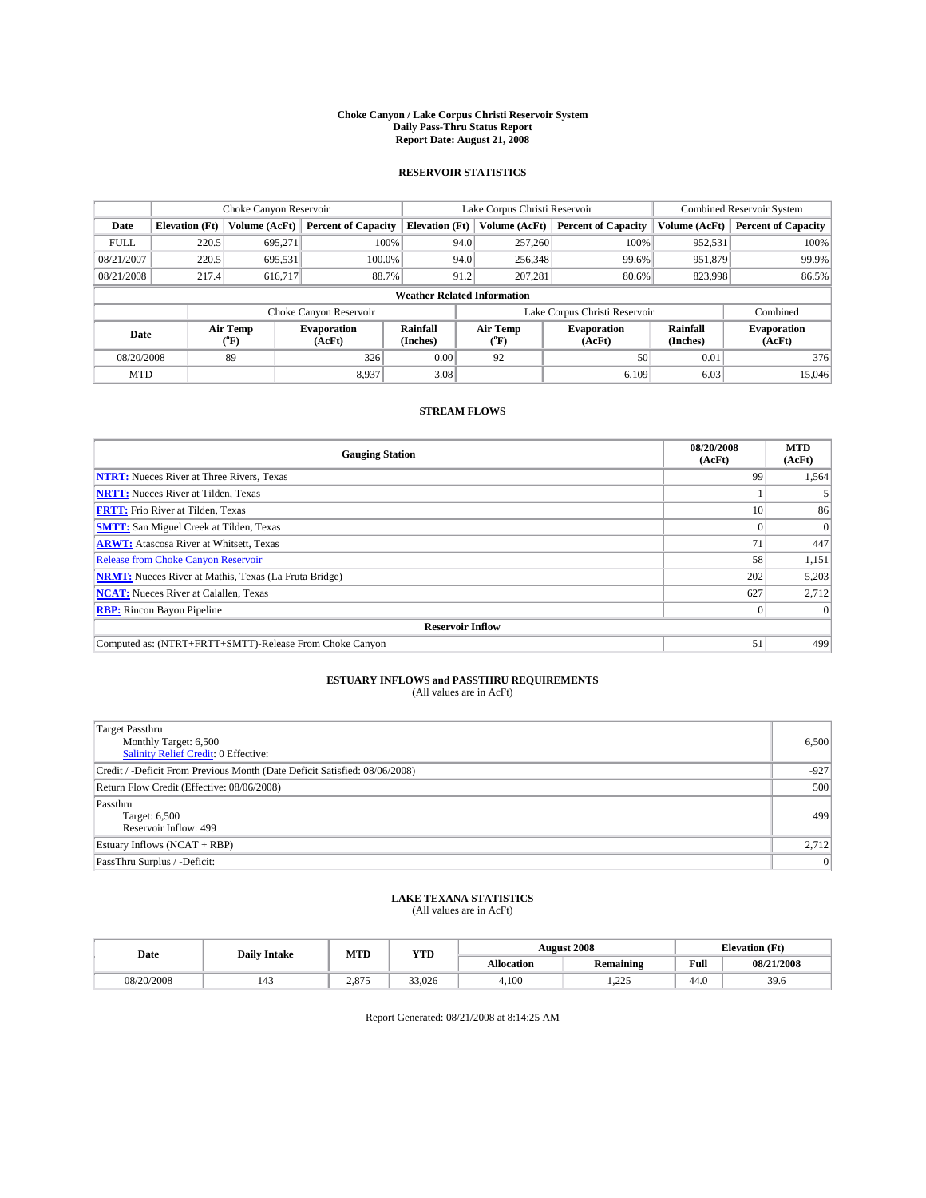# Choke Canyon / Lake Corpus Christi Reservoir System
## Daily Pass-Thru Status Report
## Report Date: August 21, 2008

### RESERVOIR STATISTICS

| | Choke Canyon Reservoir | | | Lake Corpus Christi Reservoir | | | Combined Reservoir System | |
|---|---|---|---|---|---|---|---|---|
| **Date** | **Elevation (Ft)** | **Volume (AcFt)** | **Percent of Capacity** | **Elevation (Ft)** | **Volume (AcFt)** | **Percent of Capacity** | **Volume (AcFt)** | **Percent of Capacity** |
| FULL | 220.5 | 695,271 | 100% | 94.0 | 257,260 | 100% | 952,531 | 100% |
| 08/21/2007 | 220.5 | 695,531 | 100.0% | 94.0 | 256,348 | 99.6% | 951,879 | 99.9% |
| 08/21/2008 | 217.4 | 616,717 | 88.7% | 91.2 | 207,281 | 80.6% | 823,998 | 86.5% |

**Weather Related Information**

| | Choke Canyon Reservoir | | | Lake Corpus Christi Reservoir | | | Combined |
|---|---|---|---|---|---|---|---|
| **Date** | **Air Temp (°F)** | **Evaporation (AcFt)** | **Rainfall (Inches)** | **Air Temp (°F)** | **Evaporation (AcFt)** | **Rainfall (Inches)** | **Evaporation (AcFt)** |
| 08/20/2008 | 89 | 326 | 0.00 | 92 | 50 | 0.01 | 376 |
| MTD | | 8,937 | 3.08 | | 6,109 | 6.03 | 15,046 |

### STREAM FLOWS

| Gauging Station | 08/20/2008 (AcFt) | MTD (AcFt) |
|---|---|---|
| **NTRT:** Nueces River at Three Rivers, Texas | 99 | 1,564 |
| **NRTT:** Nueces River at Tilden, Texas | 1 | 5 |
| **FRTT:** Frio River at Tilden, Texas | 10 | 86 |
| **SMTT:** San Miguel Creek at Tilden, Texas | 0 | 0 |
| **ARWT:** Atascosa River at Whitsett, Texas | 71 | 447 |
| Release from Choke Canyon Reservoir | 58 | 1,151 |
| **NRMT:** Nueces River at Mathis, Texas (La Fruta Bridge) | 202 | 5,203 |
| **NCAT:** Nueces River at Calallen, Texas | 627 | 2,712 |
| **RBP:** Rincon Bayou Pipeline | 0 | 0 |
| **Reservoir Inflow** | | |
| Computed as: (NTRT+FRTT+SMTT)-Release From Choke Canyon | 51 | 499 |

### ESTUARY INFLOWS and PASSTHRU REQUIREMENTS
(All values are in AcFt)

| | |
|---|---|
| Target Passthru<br>Monthly Target: 6,500<br>Salinity Relief Credit: 0 Effective: | 6,500 |
| Credit / -Deficit From Previous Month (Date Deficit Satisfied: 08/06/2008) | -927 |
| Return Flow Credit (Effective: 08/06/2008) | 500 |
| Passthru<br>Target: 6,500<br>Reservoir Inflow: 499 | 499 |
| Estuary Inflows (NCAT + RBP) | 2,712 |
| PassThru Surplus / -Deficit: | 0 |

### LAKE TEXANA STATISTICS
(All values are in AcFt)

| Date | Daily Intake | MTD | YTD | August 2008 | | Elevation (Ft) | |
|---|---|---|---|---|---|---|---|
| | | | | **Allocation** | **Remaining** | **Full** | **08/21/2008** |
| 08/20/2008 | 143 | 2,875 | 33,026 | 4,100 | 1,225 | 44.0 | 39.6 |

Report Generated: 08/21/2008 at 8:14:25 AM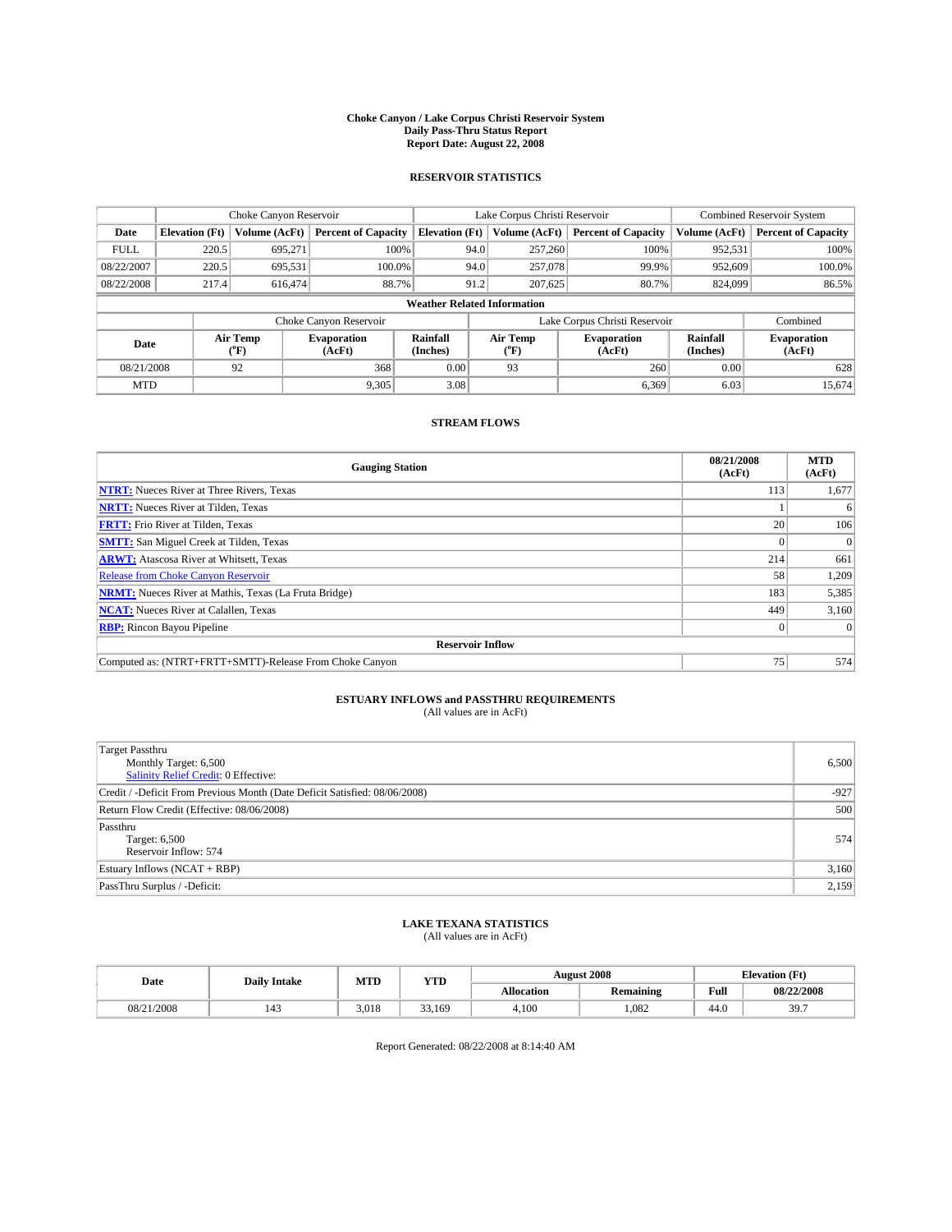# Choke Canyon / Lake Corpus Christi Reservoir System
## Daily Pass-Thru Status Report
## Report Date: August 22, 2008

### RESERVOIR STATISTICS

| | Choke Canyon Reservoir | | | Lake Corpus Christi Reservoir | | | Combined Reservoir System | |
|---|---|---|---|---|---|---|---|---|
| Date | Elevation (Ft) | Volume (AcFt) | Percent of Capacity | Elevation (Ft) | Volume (AcFt) | Percent of Capacity | Volume (AcFt) | Percent of Capacity |
| FULL | 220.5 | 695,271 | 100% | 94.0 | 257,260 | 100% | 952,531 | 100% |
| 08/22/2007 | 220.5 | 695,531 | 100.0% | 94.0 | 257,078 | 99.9% | 952,609 | 100.0% |
| 08/22/2008 | 217.4 | 616,474 | 88.7% | 91.2 | 207,625 | 80.7% | 824,099 | 86.5% |

**Weather Related Information**

| | Choke Canyon Reservoir | | | Lake Corpus Christi Reservoir | | | Combined |
|---|---|---|---|---|---|---|---|
| Date | Air Temp (°F) | Evaporation (AcFt) | Rainfall (Inches) | Air Temp (°F) | Evaporation (AcFt) | Rainfall (Inches) | Evaporation (AcFt) |
| 08/21/2008 | 92 | 368 | 0.00 | 93 | 260 | 0.00 | 628 |
| MTD | | 9,305 | 3.08 | | 6,369 | 6.03 | 15,674 |

### STREAM FLOWS

| Gauging Station | 08/21/2008 (AcFt) | MTD (AcFt) |
|---|---|---|
| NTRT: Nueces River at Three Rivers, Texas | 113 | 1,677 |
| NRTT: Nueces River at Tilden, Texas | 1 | 6 |
| FRTT: Frio River at Tilden, Texas | 20 | 106 |
| SMTT: San Miguel Creek at Tilden, Texas | 0 | 0 |
| ARWT: Atascosa River at Whitsett, Texas | 214 | 661 |
| Release from Choke Canyon Reservoir | 58 | 1,209 |
| NRMT: Nueces River at Mathis, Texas (La Fruta Bridge) | 183 | 5,385 |
| NCAT: Nueces River at Calallen, Texas | 449 | 3,160 |
| RBP: Rincon Bayou Pipeline | 0 | 0 |
| **Reservoir Inflow** | | |
| Computed as: (NTRT+FRTT+SMTT)-Release From Choke Canyon | 75 | 574 |

### ESTUARY INFLOWS and PASSTHRU REQUIREMENTS
(All values are in AcFt)

| | |
|---|---|
| Target Passthru<br>Monthly Target: 6,500<br>Salinity Relief Credit: 0 Effective: | 6,500 |
| Credit / -Deficit From Previous Month (Date Deficit Satisfied: 08/06/2008) | -927 |
| Return Flow Credit (Effective: 08/06/2008) | 500 |
| Passthru<br>Target: 6,500<br>Reservoir Inflow: 574 | 574 |
| Estuary Inflows (NCAT + RBP) | 3,160 |
| PassThru Surplus / -Deficit: | 2,159 |

### LAKE TEXANA STATISTICS
(All values are in AcFt)

| Date | Daily Intake | MTD | YTD | August 2008 | | Elevation (Ft) | |
|---|---|---|---|---|---|---|---|
| | | | | Allocation | Remaining | Full | 08/22/2008 |
| 08/21/2008 | 143 | 3,018 | 33,169 | 4,100 | 1,082 | 44.0 | 39.7 |

Report Generated: 08/22/2008 at 8:14:40 AM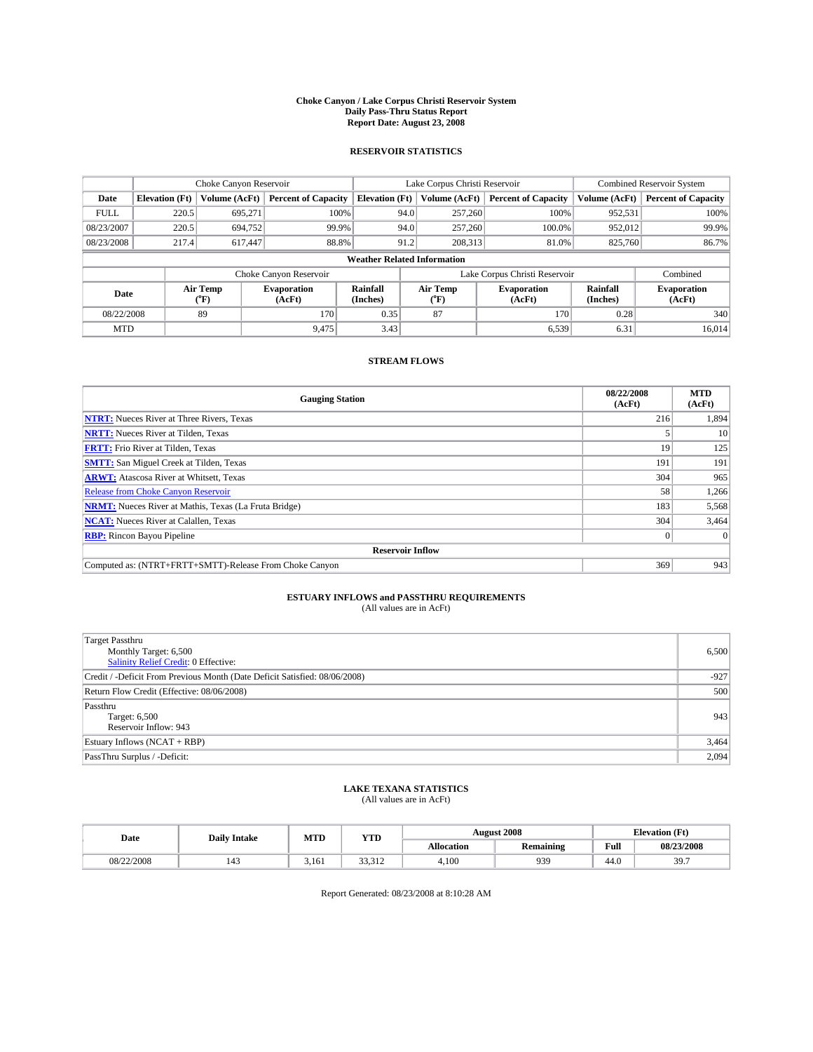# Choke Canyon / Lake Corpus Christi Reservoir System
## Daily Pass-Thru Status Report
## Report Date: August 23, 2008

### RESERVOIR STATISTICS

| | Choke Canyon Reservoir | | | Lake Corpus Christi Reservoir | | | Combined Reservoir System | |
|---|---|---|---|---|---|---|---|---|
| Date | Elevation (Ft) | Volume (AcFt) | Percent of Capacity | Elevation (Ft) | Volume (AcFt) | Percent of Capacity | Volume (AcFt) | Percent of Capacity |
| FULL | 220.5 | 695,271 | 100% | 94.0 | 257,260 | 100% | 952,531 | 100% |
| 08/23/2007 | 220.5 | 694,752 | 99.9% | 94.0 | 257,260 | 100.0% | 952,012 | 99.9% |
| 08/23/2008 | 217.4 | 617,447 | 88.8% | 91.2 | 208,313 | 81.0% | 825,760 | 86.7% |

**Weather Related Information**

| | Choke Canyon Reservoir | | | Lake Corpus Christi Reservoir | | | Combined |
|---|---|---|---|---|---|---|---|
| Date | Air Temp (°F) | Evaporation (AcFt) | Rainfall (Inches) | Air Temp (°F) | Evaporation (AcFt) | Rainfall (Inches) | Evaporation (AcFt) |
| 08/22/2008 | 89 | 170 | 0.35 | 87 | 170 | 0.28 | 340 |
| MTD | | 9,475 | 3.43 | | 6,539 | 6.31 | 16,014 |

### STREAM FLOWS

| Gauging Station | 08/22/2008 (AcFt) | MTD (AcFt) |
|---|---|---|
| NTRT: Nueces River at Three Rivers, Texas | 216 | 1,894 |
| NRTT: Nueces River at Tilden, Texas | 5 | 10 |
| FRTT: Frio River at Tilden, Texas | 19 | 125 |
| SMTT: San Miguel Creek at Tilden, Texas | 191 | 191 |
| ARWT: Atascosa River at Whitsett, Texas | 304 | 965 |
| Release from Choke Canyon Reservoir | 58 | 1,266 |
| NRMT: Nueces River at Mathis, Texas (La Fruta Bridge) | 183 | 5,568 |
| NCAT: Nueces River at Calallen, Texas | 304 | 3,464 |
| RBP: Rincon Bayou Pipeline | 0 | 0 |
| **Reservoir Inflow** | | |
| Computed as: (NTRT+FRTT+SMTT)-Release From Choke Canyon | 369 | 943 |

### ESTUARY INFLOWS and PASSTHRU REQUIREMENTS
(All values are in AcFt)

| | |
|---|---|
| Target Passthru<br>Monthly Target: 6,500<br>Salinity Relief Credit: 0 Effective: | 6,500 |
| Credit / -Deficit From Previous Month (Date Deficit Satisfied: 08/06/2008) | -927 |
| Return Flow Credit (Effective: 08/06/2008) | 500 |
| Passthru<br>Target: 6,500<br>Reservoir Inflow: 943 | 943 |
| Estuary Inflows (NCAT + RBP) | 3,464 |
| PassThru Surplus / -Deficit: | 2,094 |

### LAKE TEXANA STATISTICS
(All values are in AcFt)

| Date | Daily Intake | MTD | YTD | August 2008 | | Elevation (Ft) | |
|---|---|---|---|---|---|---|---|
| | | | | Allocation | Remaining | Full | 08/23/2008 |
| 08/22/2008 | 143 | 3,161 | 33,312 | 4,100 | 939 | 44.0 | 39.7 |

Report Generated: 08/23/2008 at 8:10:28 AM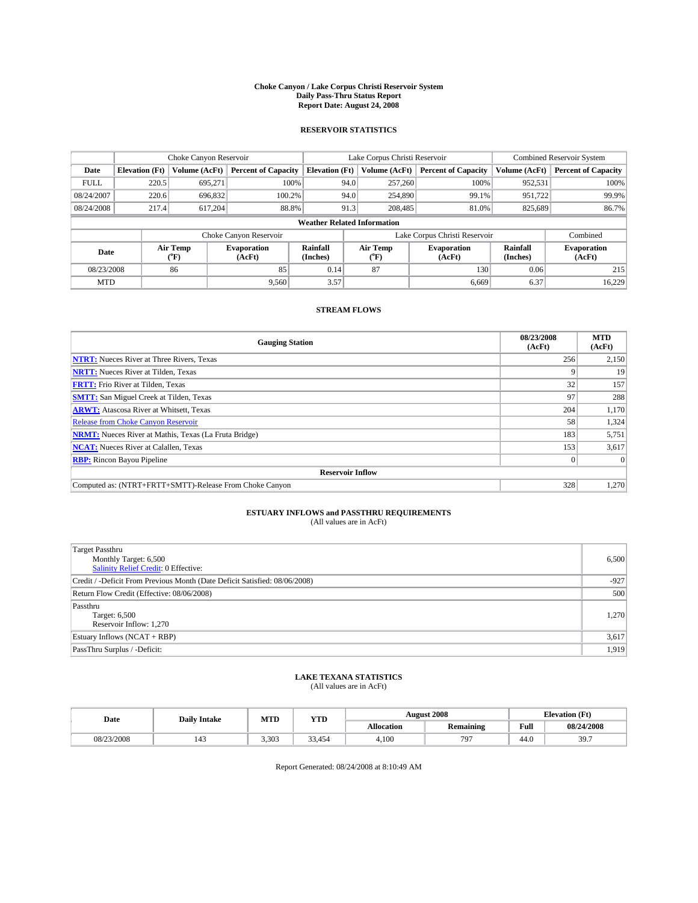# Choke Canyon / Lake Corpus Christi Reservoir System
## Daily Pass-Thru Status Report
## Report Date: August 24, 2008

### RESERVOIR STATISTICS

| | Choke Canyon Reservoir | | | Lake Corpus Christi Reservoir | | | Combined Reservoir System | |
|---|---|---|---|---|---|---|---|---|
| Date | Elevation (Ft) | Volume (AcFt) | Percent of Capacity | Elevation (Ft) | Volume (AcFt) | Percent of Capacity | Volume (AcFt) | Percent of Capacity |
| FULL | 220.5 | 695,271 | 100% | 94.0 | 257,260 | 100% | 952,531 | 100% |
| 08/24/2007 | 220.6 | 696,832 | 100.2% | 94.0 | 254,890 | 99.1% | 951,722 | 99.9% |
| 08/24/2008 | 217.4 | 617,204 | 88.8% | 91.3 | 208,485 | 81.0% | 825,689 | 86.7% |

**Weather Related Information**

| | Choke Canyon Reservoir | | | Lake Corpus Christi Reservoir | | | Combined |
|---|---|---|---|---|---|---|---|
| Date | Air Temp (°F) | Evaporation (AcFt) | Rainfall (Inches) | Air Temp (°F) | Evaporation (AcFt) | Rainfall (Inches) | Evaporation (AcFt) |
| 08/23/2008 | 86 | 85 | 0.14 | 87 | 130 | 0.06 | 215 |
| MTD | | 9,560 | 3.57 | | 6,669 | 6.37 | 16,229 |

### STREAM FLOWS

| Gauging Station | 08/23/2008 (AcFt) | MTD (AcFt) |
|---|---|---|
| **NTRT:** Nueces River at Three Rivers, Texas | 256 | 2,150 |
| **NRTT:** Nueces River at Tilden, Texas | 9 | 19 |
| **FRTT:** Frio River at Tilden, Texas | 32 | 157 |
| **SMTT:** San Miguel Creek at Tilden, Texas | 97 | 288 |
| **ARWT:** Atascosa River at Whitsett, Texas | 204 | 1,170 |
| Release from Choke Canyon Reservoir | 58 | 1,324 |
| **NRMT:** Nueces River at Mathis, Texas (La Fruta Bridge) | 183 | 5,751 |
| **NCAT:** Nueces River at Calallen, Texas | 153 | 3,617 |
| **RBP:** Rincon Bayou Pipeline | 0 | 0 |
| **Reservoir Inflow** | | |
| Computed as: (NTRT+FRTT+SMTT)-Release From Choke Canyon | 328 | 1,270 |

### ESTUARY INFLOWS and PASSTHRU REQUIREMENTS
(All values are in AcFt)

| | |
|---|---|
| Target Passthru<br>Monthly Target: 6,500<br>Salinity Relief Credit: 0 Effective: | 6,500 |
| Credit / -Deficit From Previous Month (Date Deficit Satisfied: 08/06/2008) | -927 |
| Return Flow Credit (Effective: 08/06/2008) | 500 |
| Passthru<br>Target: 6,500<br>Reservoir Inflow: 1,270 | 1,270 |
| Estuary Inflows (NCAT + RBP) | 3,617 |
| PassThru Surplus / -Deficit: | 1,919 |

### LAKE TEXANA STATISTICS
(All values are in AcFt)

| Date | Daily Intake | MTD | YTD | August 2008 | | Elevation (Ft) | |
|---|---|---|---|---|---|---|---|
| | | | | Allocation | Remaining | Full | 08/24/2008 |
| 08/23/2008 | 143 | 3,303 | 33,454 | 4,100 | 797 | 44.0 | 39.7 |

Report Generated: 08/24/2008 at 8:10:49 AM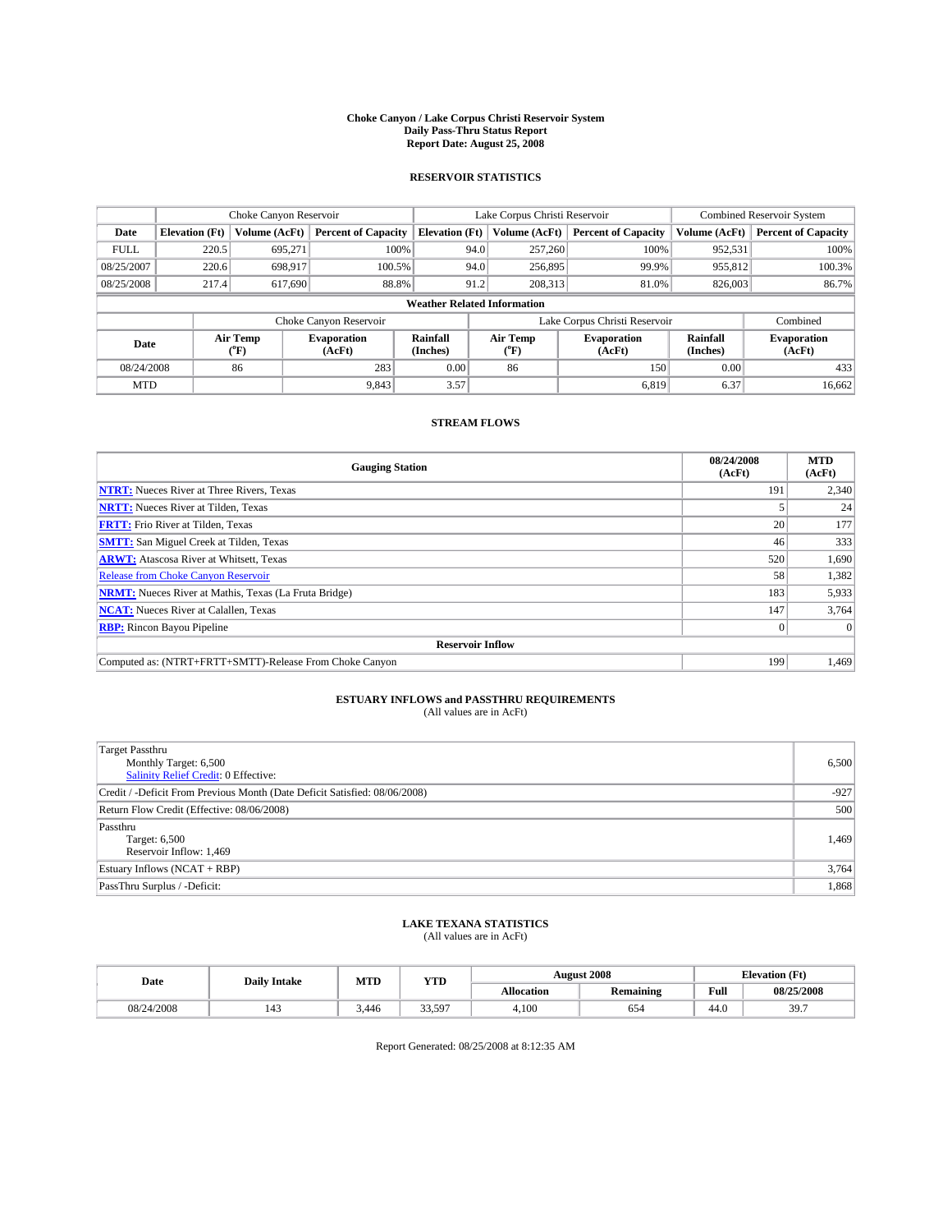**Choke Canyon / Lake Corpus Christi Reservoir System**
**Daily Pass-Thru Status Report**
**Report Date: August 25, 2008**

## RESERVOIR STATISTICS

| | Choke Canyon Reservoir | | | Lake Corpus Christi Reservoir | | | Combined Reservoir System | |
|---|---|---|---|---|---|---|---|---|
| Date | Elevation (Ft) | Volume (AcFt) | Percent of Capacity | Elevation (Ft) | Volume (AcFt) | Percent of Capacity | Volume (AcFt) | Percent of Capacity |
| FULL | 220.5 | 695,271 | 100% | 94.0 | 257,260 | 100% | 952,531 | 100% |
| 08/25/2007 | 220.6 | 698,917 | 100.5% | 94.0 | 256,895 | 99.9% | 955,812 | 100.3% |
| 08/25/2008 | 217.4 | 617,690 | 88.8% | 91.2 | 208,313 | 81.0% | 826,003 | 86.7% |

**Weather Related Information**

| | Choke Canyon Reservoir | | | Lake Corpus Christi Reservoir | | | Combined |
|---|---|---|---|---|---|---|---|
| Date | Air Temp (°F) | Evaporation (AcFt) | Rainfall (Inches) | Air Temp (°F) | Evaporation (AcFt) | Rainfall (Inches) | Evaporation (AcFt) |
| 08/24/2008 | 86 | 283 | 0.00 | 86 | 150 | 0.00 | 433 |
| MTD | | 9,843 | 3.57 | | 6,819 | 6.37 | 16,662 |

## STREAM FLOWS

| Gauging Station | 08/24/2008 (AcFt) | MTD (AcFt) |
|---|---|---|
| NTRT: Nueces River at Three Rivers, Texas | 191 | 2,340 |
| NRTT: Nueces River at Tilden, Texas | 5 | 24 |
| FRTT: Frio River at Tilden, Texas | 20 | 177 |
| SMTT: San Miguel Creek at Tilden, Texas | 46 | 333 |
| ARWT: Atascosa River at Whitsett, Texas | 520 | 1,690 |
| Release from Choke Canyon Reservoir | 58 | 1,382 |
| NRMT: Nueces River at Mathis, Texas (La Fruta Bridge) | 183 | 5,933 |
| NCAT: Nueces River at Calallen, Texas | 147 | 3,764 |
| RBP: Rincon Bayou Pipeline | 0 | 0 |
| **Reservoir Inflow** | | |
| Computed as: (NTRT+FRTT+SMTT)-Release From Choke Canyon | 199 | 1,469 |

## ESTUARY INFLOWS and PASSTHRU REQUIREMENTS

(All values are in AcFt)

| | |
|---|---|
| Target Passthru<br>Monthly Target: 6,500<br>Salinity Relief Credit: 0 Effective: | 6,500 |
| Credit / -Deficit From Previous Month (Date Deficit Satisfied: 08/06/2008) | -927 |
| Return Flow Credit (Effective: 08/06/2008) | 500 |
| Passthru<br>Target: 6,500<br>Reservoir Inflow: 1,469 | 1,469 |
| Estuary Inflows (NCAT + RBP) | 3,764 |
| PassThru Surplus / -Deficit: | 1,868 |

## LAKE TEXANA STATISTICS

(All values are in AcFt)

| Date | Daily Intake | MTD | YTD | August 2008 | | Elevation (Ft) | |
|---|---|---|---|---|---|---|---|
| | | | | Allocation | Remaining | Full | 08/25/2008 |
| 08/24/2008 | 143 | 3,446 | 33,597 | 4,100 | 654 | 44.0 | 39.7 |

Report Generated: 08/25/2008 at 8:12:35 AM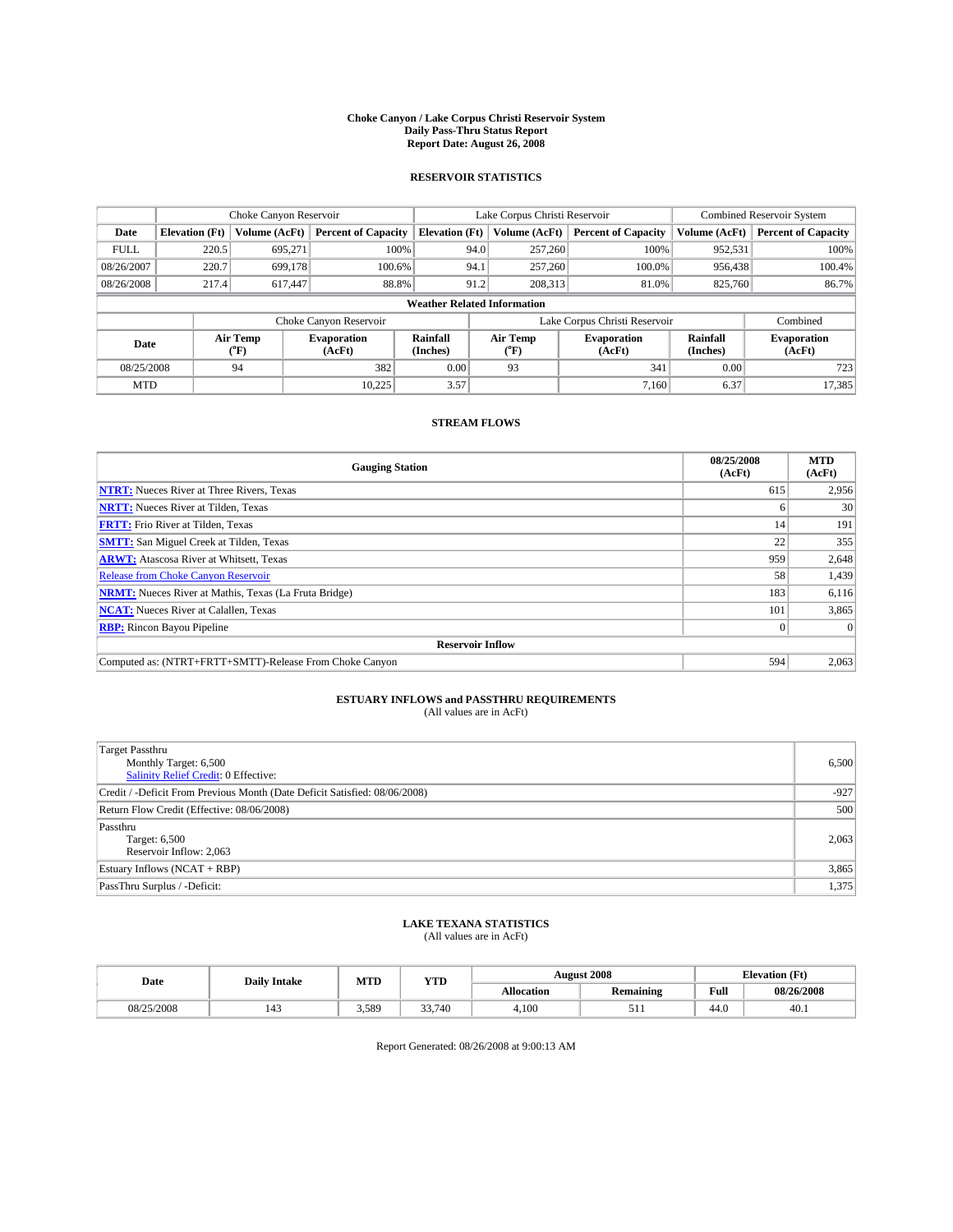# Choke Canyon / Lake Corpus Christi Reservoir System
## Daily Pass-Thru Status Report
## Report Date: August 26, 2008

### RESERVOIR STATISTICS

| | Choke Canyon Reservoir | | | Lake Corpus Christi Reservoir | | | Combined Reservoir System | |
|---|---|---|---|---|---|---|---|---|
| Date | Elevation (Ft) | Volume (AcFt) | Percent of Capacity | Elevation (Ft) | Volume (AcFt) | Percent of Capacity | Volume (AcFt) | Percent of Capacity |
| FULL | 220.5 | 695,271 | 100% | 94.0 | 257,260 | 100% | 952,531 | 100% |
| 08/26/2007 | 220.7 | 699,178 | 100.6% | 94.1 | 257,260 | 100.0% | 956,438 | 100.4% |
| 08/26/2008 | 217.4 | 617,447 | 88.8% | 91.2 | 208,313 | 81.0% | 825,760 | 86.7% |

**Weather Related Information**

| | Choke Canyon Reservoir | | | Lake Corpus Christi Reservoir | | | Combined |
|---|---|---|---|---|---|---|---|
| Date | Air Temp (°F) | Evaporation (AcFt) | Rainfall (Inches) | Air Temp (°F) | Evaporation (AcFt) | Rainfall (Inches) | Evaporation (AcFt) |
| 08/25/2008 | 94 | 382 | 0.00 | 93 | 341 | 0.00 | 723 |
| MTD | | 10,225 | 3.57 | | 7,160 | 6.37 | 17,385 |

### STREAM FLOWS

| Gauging Station | 08/25/2008 (AcFt) | MTD (AcFt) |
|---|---|---|
| NTRT: Nueces River at Three Rivers, Texas | 615 | 2,956 |
| NRTT: Nueces River at Tilden, Texas | 6 | 30 |
| FRTT: Frio River at Tilden, Texas | 14 | 191 |
| SMTT: San Miguel Creek at Tilden, Texas | 22 | 355 |
| ARWT: Atascosa River at Whitsett, Texas | 959 | 2,648 |
| Release from Choke Canyon Reservoir | 58 | 1,439 |
| NRMT: Nueces River at Mathis, Texas (La Fruta Bridge) | 183 | 6,116 |
| NCAT: Nueces River at Calallen, Texas | 101 | 3,865 |
| RBP: Rincon Bayou Pipeline | 0 | 0 |
| **Reservoir Inflow** | | |
| Computed as: (NTRT+FRTT+SMTT)-Release From Choke Canyon | 594 | 2,063 |

### ESTUARY INFLOWS and PASSTHRU REQUIREMENTS
(All values are in AcFt)

| | |
|---|---|
| Target Passthru<br>Monthly Target: 6,500<br>Salinity Relief Credit: 0 Effective: | 6,500 |
| Credit / -Deficit From Previous Month (Date Deficit Satisfied: 08/06/2008) | -927 |
| Return Flow Credit (Effective: 08/06/2008) | 500 |
| Passthru<br>Target: 6,500<br>Reservoir Inflow: 2,063 | 2,063 |
| Estuary Inflows (NCAT + RBP) | 3,865 |
| PassThru Surplus / -Deficit: | 1,375 |

### LAKE TEXANA STATISTICS
(All values are in AcFt)

| Date | Daily Intake | MTD | YTD | August 2008 | | Elevation (Ft) | |
|---|---|---|---|---|---|---|---|
| | | | | Allocation | Remaining | Full | 08/26/2008 |
| 08/25/2008 | 143 | 3,589 | 33,740 | 4,100 | 511 | 44.0 | 40.1 |

Report Generated: 08/26/2008 at 9:00:13 AM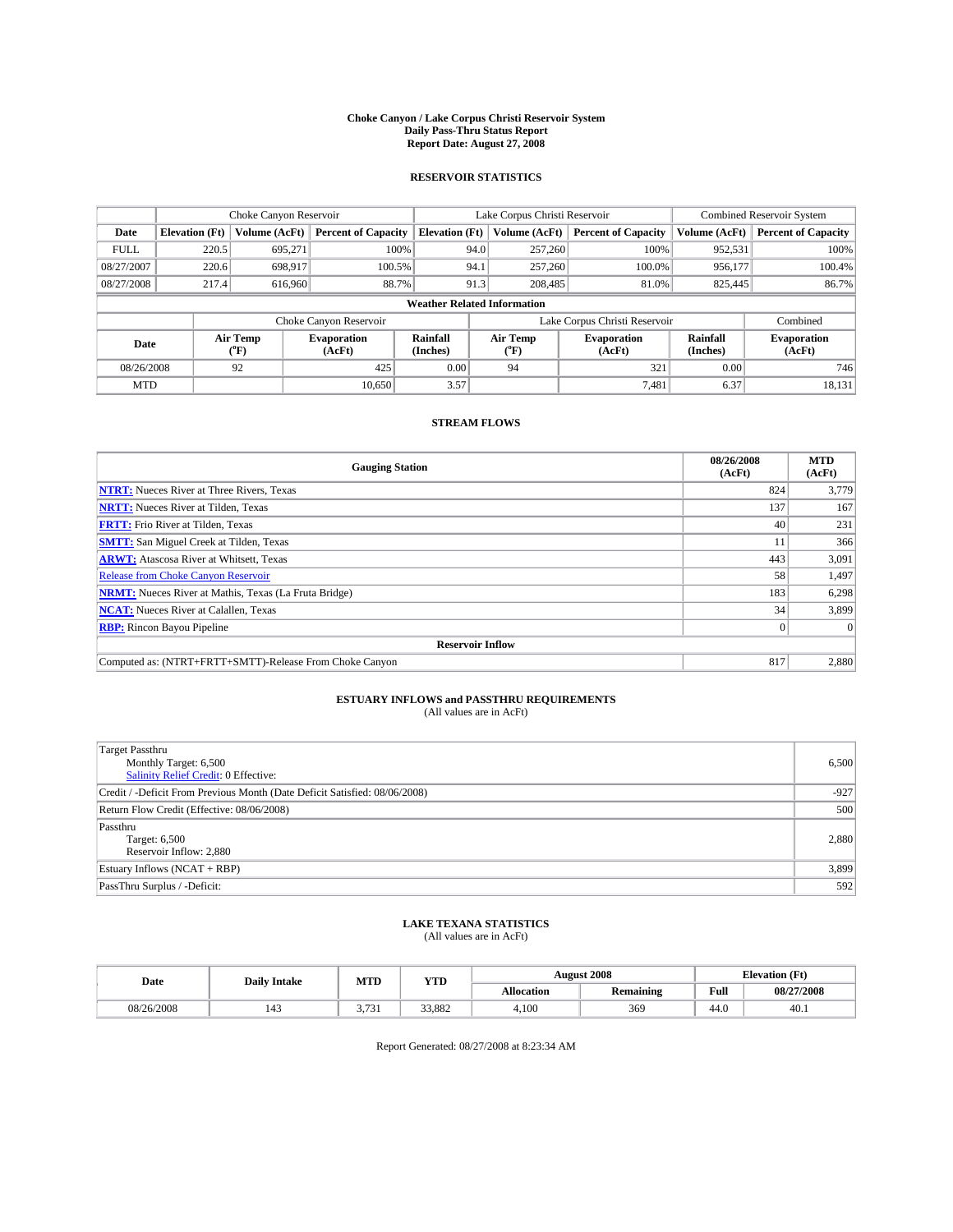# Choke Canyon / Lake Corpus Christi Reservoir System
## Daily Pass-Thru Status Report
## Report Date: August 27, 2008

### RESERVOIR STATISTICS

| | Choke Canyon Reservoir | | | Lake Corpus Christi Reservoir | | | Combined Reservoir System | |
|---|---|---|---|---|---|---|---|---|
| Date | Elevation (Ft) | Volume (AcFt) | Percent of Capacity | Elevation (Ft) | Volume (AcFt) | Percent of Capacity | Volume (AcFt) | Percent of Capacity |
| FULL | 220.5 | 695,271 | 100% | 94.0 | 257,260 | 100% | 952,531 | 100% |
| 08/27/2007 | 220.6 | 698,917 | 100.5% | 94.1 | 257,260 | 100.0% | 956,177 | 100.4% |
| 08/27/2008 | 217.4 | 616,960 | 88.7% | 91.3 | 208,485 | 81.0% | 825,445 | 86.7% |

**Weather Related Information**

| | Choke Canyon Reservoir | | | Lake Corpus Christi Reservoir | | | Combined |
|---|---|---|---|---|---|---|---|
| Date | Air Temp (°F) | Evaporation (AcFt) | Rainfall (Inches) | Air Temp (°F) | Evaporation (AcFt) | Rainfall (Inches) | Evaporation (AcFt) |
| 08/26/2008 | 92 | 425 | 0.00 | 94 | 321 | 0.00 | 746 |
| MTD | | 10,650 | 3.57 | | 7,481 | 6.37 | 18,131 |

### STREAM FLOWS

| Gauging Station | 08/26/2008 (AcFt) | MTD (AcFt) |
|---|---|---|
| NTRT: Nueces River at Three Rivers, Texas | 824 | 3,779 |
| NRTT: Nueces River at Tilden, Texas | 137 | 167 |
| FRTT: Frio River at Tilden, Texas | 40 | 231 |
| SMTT: San Miguel Creek at Tilden, Texas | 11 | 366 |
| ARWT: Atascosa River at Whitsett, Texas | 443 | 3,091 |
| Release from Choke Canyon Reservoir | 58 | 1,497 |
| NRMT: Nueces River at Mathis, Texas (La Fruta Bridge) | 183 | 6,298 |
| NCAT: Nueces River at Calallen, Texas | 34 | 3,899 |
| RBP: Rincon Bayou Pipeline | 0 | 0 |
| **Reservoir Inflow** | | |
| Computed as: (NTRT+FRTT+SMTT)-Release From Choke Canyon | 817 | 2,880 |

### ESTUARY INFLOWS and PASSTHRU REQUIREMENTS
(All values are in AcFt)

| | |
|---|---|
| Target Passthru<br>Monthly Target: 6,500<br>Salinity Relief Credit: 0 Effective: | 6,500 |
| Credit / -Deficit From Previous Month (Date Deficit Satisfied: 08/06/2008) | -927 |
| Return Flow Credit (Effective: 08/06/2008) | 500 |
| Passthru<br>Target: 6,500<br>Reservoir Inflow: 2,880 | 2,880 |
| Estuary Inflows (NCAT + RBP) | 3,899 |
| PassThru Surplus / -Deficit: | 592 |

### LAKE TEXANA STATISTICS
(All values are in AcFt)

| Date | Daily Intake | MTD | YTD | August 2008 | | Elevation (Ft) | |
|---|---|---|---|---|---|---|---|
| | | | | Allocation | Remaining | Full | 08/27/2008 |
| 08/26/2008 | 143 | 3,731 | 33,882 | 4,100 | 369 | 44.0 | 40.1 |

Report Generated: 08/27/2008 at 8:23:34 AM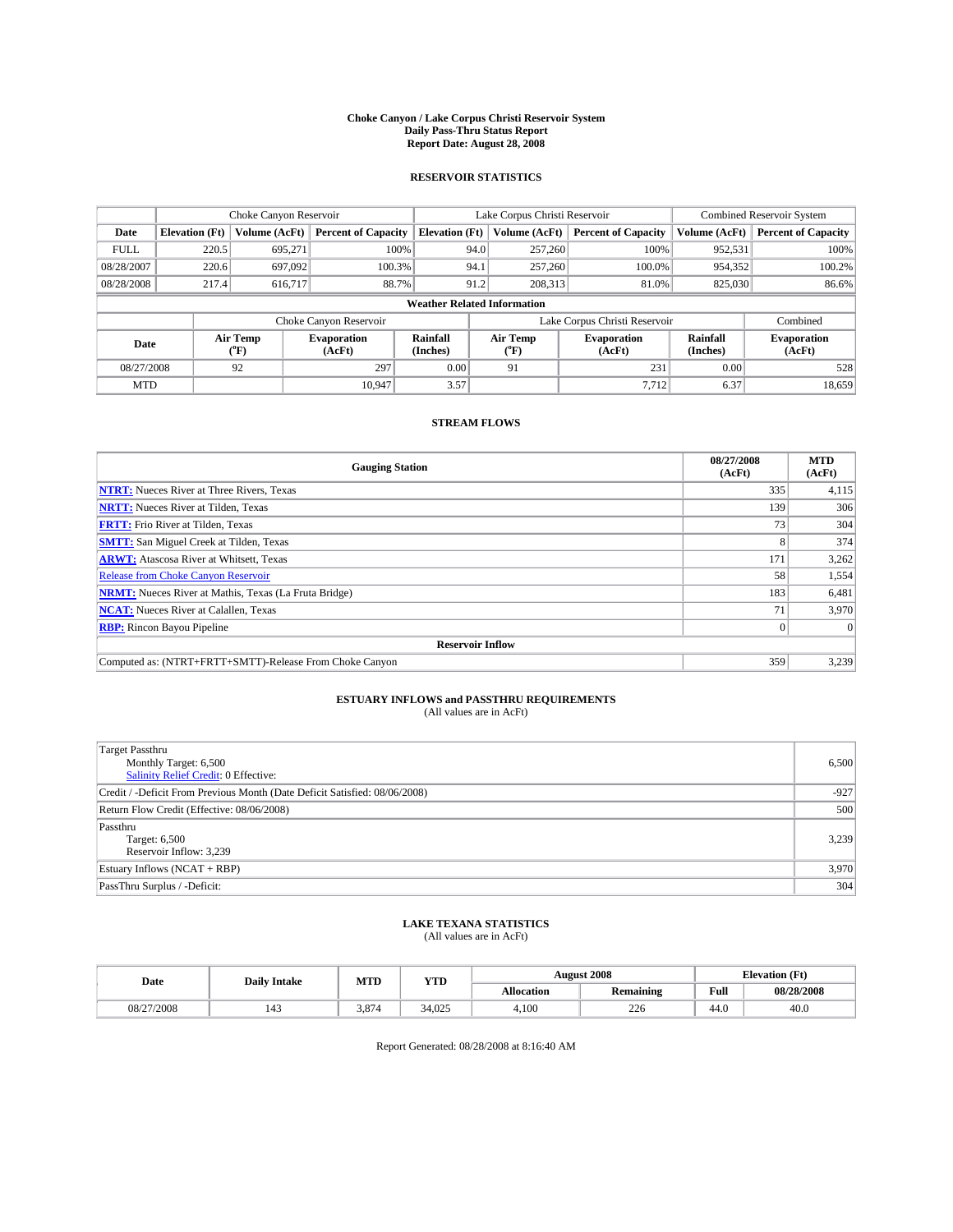# Choke Canyon / Lake Corpus Christi Reservoir System
## Daily Pass-Thru Status Report
## Report Date: August 28, 2008

### RESERVOIR STATISTICS

| | Choke Canyon Reservoir | | | Lake Corpus Christi Reservoir | | | Combined Reservoir System | |
|---|---|---|---|---|---|---|---|---|
| Date | Elevation (Ft) | Volume (AcFt) | Percent of Capacity | Elevation (Ft) | Volume (AcFt) | Percent of Capacity | Volume (AcFt) | Percent of Capacity |
| FULL | 220.5 | 695,271 | 100% | 94.0 | 257,260 | 100% | 952,531 | 100% |
| 08/28/2007 | 220.6 | 697,092 | 100.3% | 94.1 | 257,260 | 100.0% | 954,352 | 100.2% |
| 08/28/2008 | 217.4 | 616,717 | 88.7% | 91.2 | 208,313 | 81.0% | 825,030 | 86.6% |

**Weather Related Information**

| | Choke Canyon Reservoir | | | Lake Corpus Christi Reservoir | | | Combined |
|---|---|---|---|---|---|---|---|
| Date | Air Temp (°F) | Evaporation (AcFt) | Rainfall (Inches) | Air Temp (°F) | Evaporation (AcFt) | Rainfall (Inches) | Evaporation (AcFt) |
| 08/27/2008 | 92 | 297 | 0.00 | 91 | 231 | 0.00 | 528 |
| MTD | | 10,947 | 3.57 | | 7,712 | 6.37 | 18,659 |

### STREAM FLOWS

| Gauging Station | 08/27/2008 (AcFt) | MTD (AcFt) |
|---|---|---|
| **NTRT:** Nueces River at Three Rivers, Texas | 335 | 4,115 |
| **NRTT:** Nueces River at Tilden, Texas | 139 | 306 |
| **FRTT:** Frio River at Tilden, Texas | 73 | 304 |
| **SMTT:** San Miguel Creek at Tilden, Texas | 8 | 374 |
| **ARWT:** Atascosa River at Whitsett, Texas | 171 | 3,262 |
| Release from Choke Canyon Reservoir | 58 | 1,554 |
| **NRMT:** Nueces River at Mathis, Texas (La Fruta Bridge) | 183 | 6,481 |
| **NCAT:** Nueces River at Calallen, Texas | 71 | 3,970 |
| **RBP:** Rincon Bayou Pipeline | 0 | 0 |
| **Reservoir Inflow** | | |
| Computed as: (NTRT+FRTT+SMTT)-Release From Choke Canyon | 359 | 3,239 |

### ESTUARY INFLOWS and PASSTHRU REQUIREMENTS
(All values are in AcFt)

| | |
|---|---|
| Target Passthru<br>Monthly Target: 6,500<br>Salinity Relief Credit: 0 Effective: | 6,500 |
| Credit / -Deficit From Previous Month (Date Deficit Satisfied: 08/06/2008) | -927 |
| Return Flow Credit (Effective: 08/06/2008) | 500 |
| Passthru<br>Target: 6,500<br>Reservoir Inflow: 3,239 | 3,239 |
| Estuary Inflows (NCAT + RBP) | 3,970 |
| PassThru Surplus / -Deficit: | 304 |

### LAKE TEXANA STATISTICS
(All values are in AcFt)

| Date | Daily Intake | MTD | YTD | August 2008 | | Elevation (Ft) | |
|---|---|---|---|---|---|---|---|
| | | | | Allocation | Remaining | Full | 08/28/2008 |
| 08/27/2008 | 143 | 3,874 | 34,025 | 4,100 | 226 | 44.0 | 40.0 |

Report Generated: 08/28/2008 at 8:16:40 AM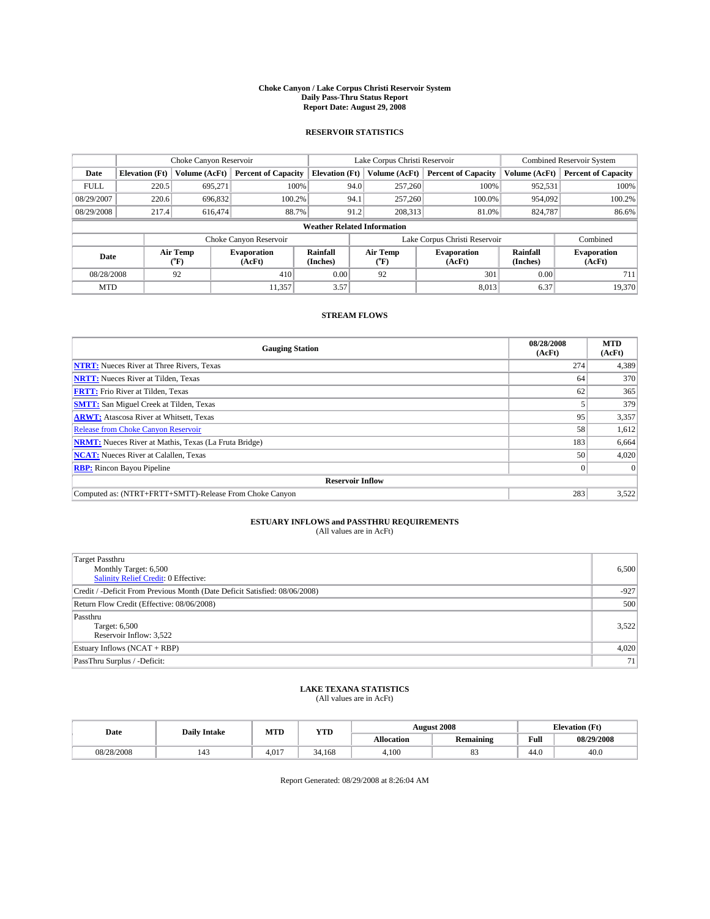# Choke Canyon / Lake Corpus Christi Reservoir System
## Daily Pass-Thru Status Report
## Report Date: August 29, 2008

### RESERVOIR STATISTICS

| | Choke Canyon Reservoir | | | Lake Corpus Christi Reservoir | | | Combined Reservoir System | |
|---|---|---|---|---|---|---|---|---|
| **Date** | **Elevation (Ft)** | **Volume (AcFt)** | **Percent of Capacity** | **Elevation (Ft)** | **Volume (AcFt)** | **Percent of Capacity** | **Volume (AcFt)** | **Percent of Capacity** |
| FULL | 220.5 | 695,271 | 100% | 94.0 | 257,260 | 100% | 952,531 | 100% |
| 08/29/2007 | 220.6 | 696,832 | 100.2% | 94.1 | 257,260 | 100.0% | 954,092 | 100.2% |
| 08/29/2008 | 217.4 | 616,474 | 88.7% | 91.2 | 208,313 | 81.0% | 824,787 | 86.6% |

**Weather Related Information**

| | Choke Canyon Reservoir | | | Lake Corpus Christi Reservoir | | | Combined |
|---|---|---|---|---|---|---|---|
| **Date** | **Air Temp (°F)** | **Evaporation (AcFt)** | **Rainfall (Inches)** | **Air Temp (°F)** | **Evaporation (AcFt)** | **Rainfall (Inches)** | **Evaporation (AcFt)** |
| 08/28/2008 | 92 | 410 | 0.00 | 92 | 301 | 0.00 | 711 |
| MTD | | 11,357 | 3.57 | | 8,013 | 6.37 | 19,370 |

### STREAM FLOWS

| Gauging Station | 08/28/2008 (AcFt) | MTD (AcFt) |
|---|---|---|
| **NTRT:** Nueces River at Three Rivers, Texas | 274 | 4,389 |
| **NRTT:** Nueces River at Tilden, Texas | 64 | 370 |
| **FRTT:** Frio River at Tilden, Texas | 62 | 365 |
| **SMTT:** San Miguel Creek at Tilden, Texas | 5 | 379 |
| **ARWT:** Atascosa River at Whitsett, Texas | 95 | 3,357 |
| Release from Choke Canyon Reservoir | 58 | 1,612 |
| **NRMT:** Nueces River at Mathis, Texas (La Fruta Bridge) | 183 | 6,664 |
| **NCAT:** Nueces River at Calallen, Texas | 50 | 4,020 |
| **RBP:** Rincon Bayou Pipeline | 0 | 0 |
| **Reservoir Inflow** | | |
| Computed as: (NTRT+FRTT+SMTT)-Release From Choke Canyon | 283 | 3,522 |

### ESTUARY INFLOWS and PASSTHRU REQUIREMENTS
(All values are in AcFt)

| | |
|---|---|
| Target Passthru<br>Monthly Target: 6,500<br>Salinity Relief Credit: 0 Effective: | 6,500 |
| Credit / -Deficit From Previous Month (Date Deficit Satisfied: 08/06/2008) | -927 |
| Return Flow Credit (Effective: 08/06/2008) | 500 |
| Passthru<br>Target: 6,500<br>Reservoir Inflow: 3,522 | 3,522 |
| Estuary Inflows (NCAT + RBP) | 4,020 |
| PassThru Surplus / -Deficit: | 71 |

### LAKE TEXANA STATISTICS
(All values are in AcFt)

| Date | Daily Intake | MTD | YTD | August 2008 | | Elevation (Ft) | |
|---|---|---|---|---|---|---|---|
| | | | | **Allocation** | **Remaining** | **Full** | **08/29/2008** |
| 08/28/2008 | 143 | 4,017 | 34,168 | 4,100 | 83 | 44.0 | 40.0 |

Report Generated: 08/29/2008 at 8:26:04 AM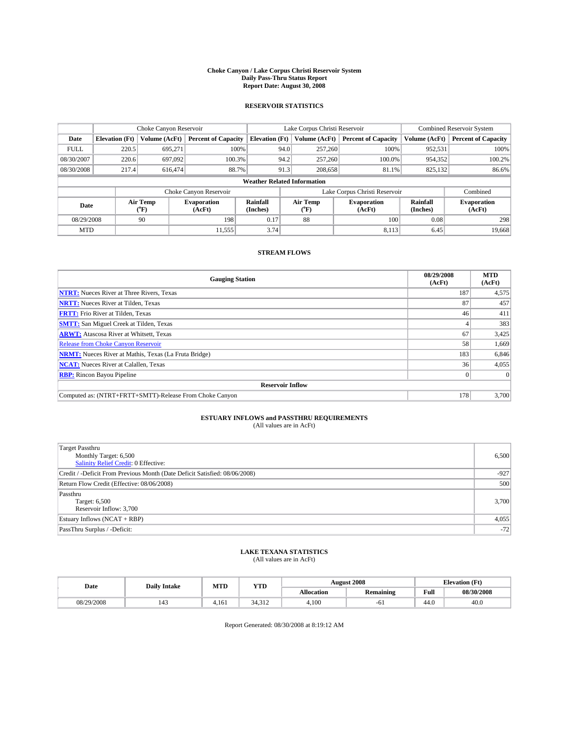# Choke Canyon / Lake Corpus Christi Reservoir System
## Daily Pass-Thru Status Report
## Report Date: August 30, 2008

### RESERVOIR STATISTICS

| | Choke Canyon Reservoir | | | Lake Corpus Christi Reservoir | | | Combined Reservoir System | |
|---|---|---|---|---|---|---|---|---|
| Date | Elevation (Ft) | Volume (AcFt) | Percent of Capacity | Elevation (Ft) | Volume (AcFt) | Percent of Capacity | Volume (AcFt) | Percent of Capacity |
| FULL | 220.5 | 695,271 | 100% | 94.0 | 257,260 | 100% | 952,531 | 100% |
| 08/30/2007 | 220.6 | 697,092 | 100.3% | 94.2 | 257,260 | 100.0% | 954,352 | 100.2% |
| 08/30/2008 | 217.4 | 616,474 | 88.7% | 91.3 | 208,658 | 81.1% | 825,132 | 86.6% |

**Weather Related Information**

| | Choke Canyon Reservoir | | | Lake Corpus Christi Reservoir | | | Combined |
|---|---|---|---|---|---|---|---|
| Date | Air Temp (°F) | Evaporation (AcFt) | Rainfall (Inches) | Air Temp (°F) | Evaporation (AcFt) | Rainfall (Inches) | Evaporation (AcFt) |
| 08/29/2008 | 90 | 198 | 0.17 | 88 | 100 | 0.08 | 298 |
| MTD | | 11,555 | 3.74 | | 8,113 | 6.45 | 19,668 |

### STREAM FLOWS

| Gauging Station | 08/29/2008 (AcFt) | MTD (AcFt) |
|---|---|---|
| NTRT: Nueces River at Three Rivers, Texas | 187 | 4,575 |
| NRTT: Nueces River at Tilden, Texas | 87 | 457 |
| FRTT: Frio River at Tilden, Texas | 46 | 411 |
| SMTT: San Miguel Creek at Tilden, Texas | 4 | 383 |
| ARWT: Atascosa River at Whitsett, Texas | 67 | 3,425 |
| Release from Choke Canyon Reservoir | 58 | 1,669 |
| NRMT: Nueces River at Mathis, Texas (La Fruta Bridge) | 183 | 6,846 |
| NCAT: Nueces River at Calallen, Texas | 36 | 4,055 |
| RBP: Rincon Bayou Pipeline | 0 | 0 |
| **Reservoir Inflow** | | |
| Computed as: (NTRT+FRTT+SMTT)-Release From Choke Canyon | 178 | 3,700 |

### ESTUARY INFLOWS and PASSTHRU REQUIREMENTS
(All values are in AcFt)

| | |
|---|---|
| Target Passthru<br>Monthly Target: 6,500<br>Salinity Relief Credit: 0 Effective: | 6,500 |
| Credit / -Deficit From Previous Month (Date Deficit Satisfied: 08/06/2008) | -927 |
| Return Flow Credit (Effective: 08/06/2008) | 500 |
| Passthru<br>Target: 6,500<br>Reservoir Inflow: 3,700 | 3,700 |
| Estuary Inflows (NCAT + RBP) | 4,055 |
| PassThru Surplus / -Deficit: | -72 |

### LAKE TEXANA STATISTICS
(All values are in AcFt)

| Date | Daily Intake | MTD | YTD | August 2008 | | Elevation (Ft) | |
|---|---|---|---|---|---|---|---|
| | | | | Allocation | Remaining | Full | 08/30/2008 |
| 08/29/2008 | 143 | 4,161 | 34,312 | 4,100 | -61 | 44.0 | 40.0 |

Report Generated: 08/30/2008 at 8:19:12 AM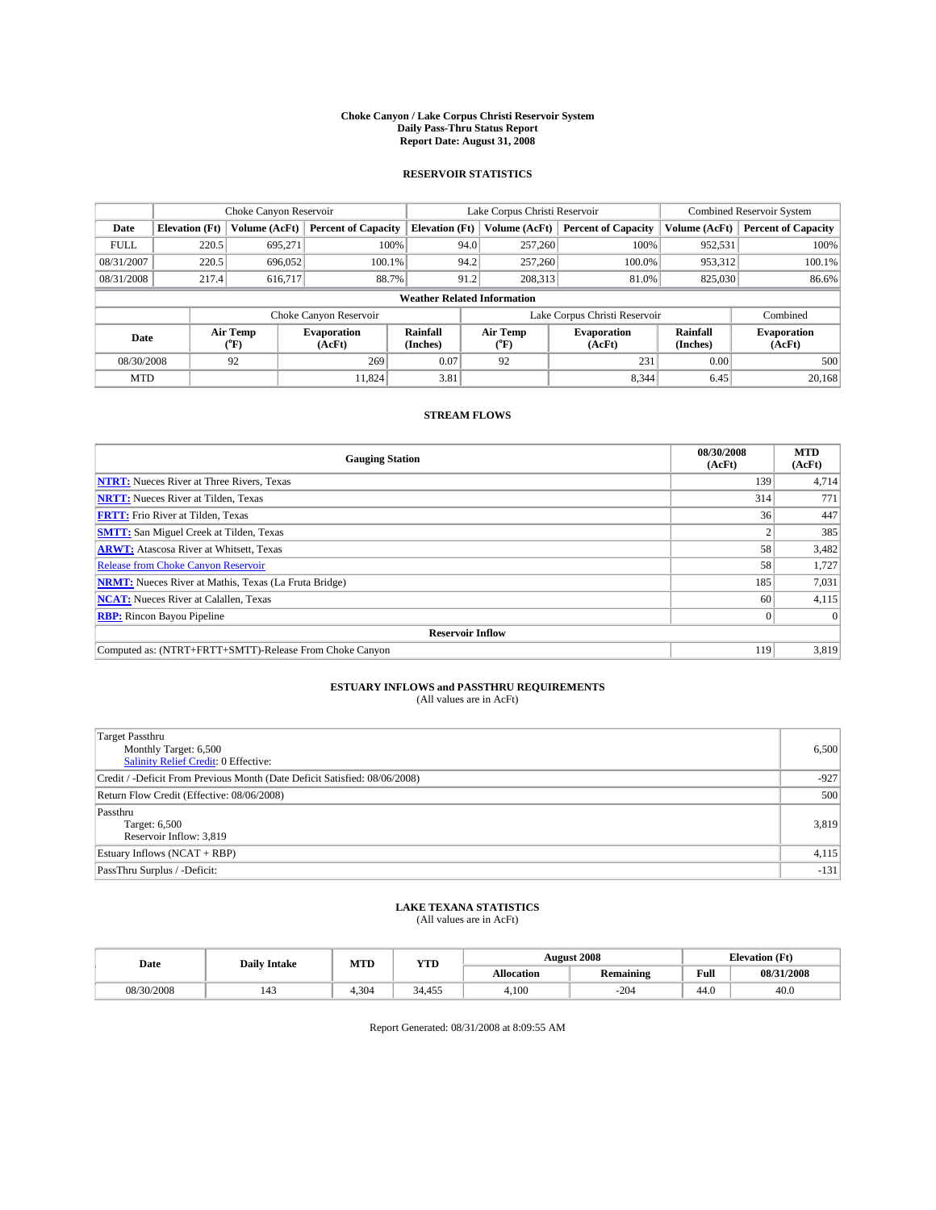# Choke Canyon / Lake Corpus Christi Reservoir System
## Daily Pass-Thru Status Report
## Report Date: August 31, 2008

### RESERVOIR STATISTICS

| | Choke Canyon Reservoir | | | Lake Corpus Christi Reservoir | | | Combined Reservoir System | |
|---|---|---|---|---|---|---|---|---|
| Date | Elevation (Ft) | Volume (AcFt) | Percent of Capacity | Elevation (Ft) | Volume (AcFt) | Percent of Capacity | Volume (AcFt) | Percent of Capacity |
| FULL | 220.5 | 695,271 | 100% | 94.0 | 257,260 | 100% | 952,531 | 100% |
| 08/31/2007 | 220.5 | 696,052 | 100.1% | 94.2 | 257,260 | 100.0% | 953,312 | 100.1% |
| 08/31/2008 | 217.4 | 616,717 | 88.7% | 91.2 | 208,313 | 81.0% | 825,030 | 86.6% |

**Weather Related Information**

| | Choke Canyon Reservoir | | | Lake Corpus Christi Reservoir | | | Combined |
|---|---|---|---|---|---|---|---|
| Date | Air Temp (°F) | Evaporation (AcFt) | Rainfall (Inches) | Air Temp (°F) | Evaporation (AcFt) | Rainfall (Inches) | Evaporation (AcFt) |
| 08/30/2008 | 92 | 269 | 0.07 | 92 | 231 | 0.00 | 500 |
| MTD | | 11,824 | 3.81 | | 8,344 | 6.45 | 20,168 |

### STREAM FLOWS

| Gauging Station | 08/30/2008 (AcFt) | MTD (AcFt) |
|---|---|---|
| **NTRT:** Nueces River at Three Rivers, Texas | 139 | 4,714 |
| **NRTT:** Nueces River at Tilden, Texas | 314 | 771 |
| **FRTT:** Frio River at Tilden, Texas | 36 | 447 |
| **SMTT:** San Miguel Creek at Tilden, Texas | 2 | 385 |
| **ARWT:** Atascosa River at Whitsett, Texas | 58 | 3,482 |
| Release from Choke Canyon Reservoir | 58 | 1,727 |
| **NRMT:** Nueces River at Mathis, Texas (La Fruta Bridge) | 185 | 7,031 |
| **NCAT:** Nueces River at Calallen, Texas | 60 | 4,115 |
| **RBP:** Rincon Bayou Pipeline | 0 | 0 |
| **Reservoir Inflow** | | |
| Computed as: (NTRT+FRTT+SMTT)-Release From Choke Canyon | 119 | 3,819 |

### ESTUARY INFLOWS and PASSTHRU REQUIREMENTS
(All values are in AcFt)

| | |
|---|---|
| Target Passthru<br>Monthly Target: 6,500<br>Salinity Relief Credit: 0 Effective: | 6,500 |
| Credit / -Deficit From Previous Month (Date Deficit Satisfied: 08/06/2008) | -927 |
| Return Flow Credit (Effective: 08/06/2008) | 500 |
| Passthru<br>Target: 6,500<br>Reservoir Inflow: 3,819 | 3,819 |
| Estuary Inflows (NCAT + RBP) | 4,115 |
| PassThru Surplus / -Deficit: | -131 |

### LAKE TEXANA STATISTICS
(All values are in AcFt)

| Date | Daily Intake | MTD | YTD | August 2008 | | Elevation (Ft) | |
|---|---|---|---|---|---|---|---|
| | | | | Allocation | Remaining | Full | 08/31/2008 |
| 08/30/2008 | 143 | 4,304 | 34,455 | 4,100 | -204 | 44.0 | 40.0 |

Report Generated: 08/31/2008 at 8:09:55 AM